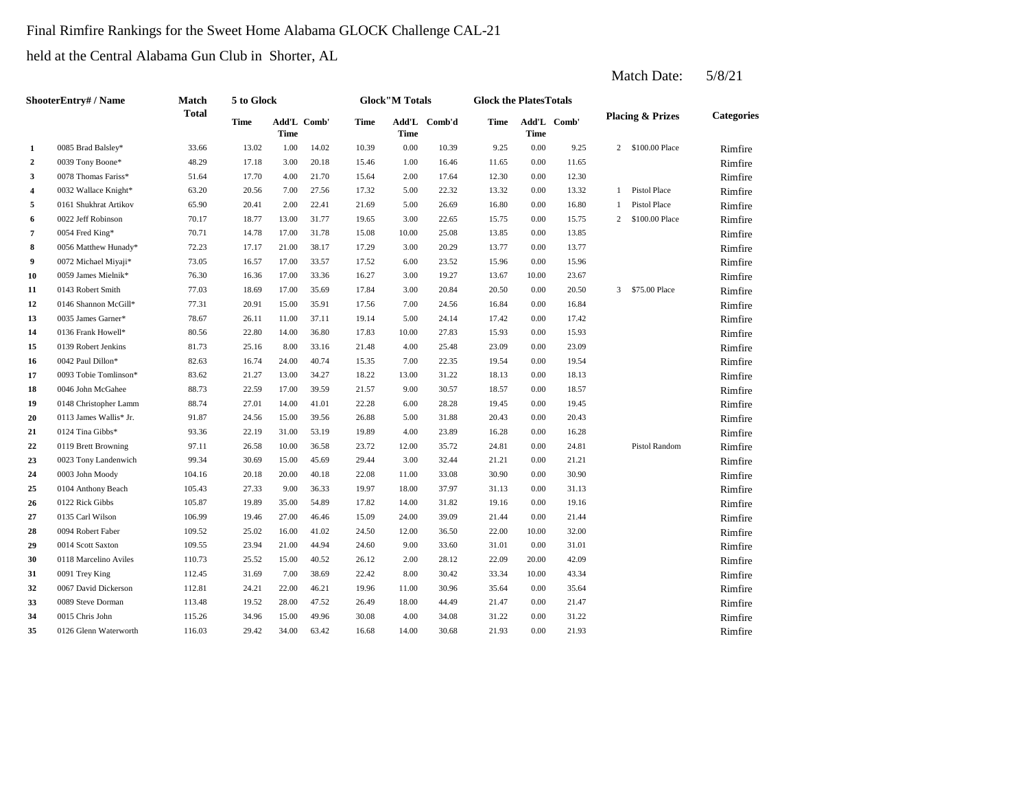Final Rimfire Rankings for the Sweet Home Alabama GLOCK Challenge CAL-21

held at the Central Alabama Gun Club in Shorter, AL

Match Date: 5/8/21

| Shooter | Entry# / Name | Match Total | 5 to Glock | | | Glock"M Totals | | | Glock the Plates Totals | | | Placing & Prizes | | Categories |
|---|---|---|---|---|---|---|---|---|---|---|---|---|---|---|
| | | | Time | Add'L Time | Comb' | Time | Add'L Time | Comb'd | Time | Add'L Time | Comb' | | | |
| 1 | 0085 Brad Balsley* | 33.66 | 13.02 | 1.00 | 14.02 | 10.39 | 0.00 | 10.39 | 9.25 | 0.00 | 9.25 | 2 | $100.00 Place | Rimfire |
| 2 | 0039 Tony Boone* | 48.29 | 17.18 | 3.00 | 20.18 | 15.46 | 1.00 | 16.46 | 11.65 | 0.00 | 11.65 | | | Rimfire |
| 3 | 0078 Thomas Fariss* | 51.64 | 17.70 | 4.00 | 21.70 | 15.64 | 2.00 | 17.64 | 12.30 | 0.00 | 12.30 | | | Rimfire |
| 4 | 0032 Wallace Knight* | 63.20 | 20.56 | 7.00 | 27.56 | 17.32 | 5.00 | 22.32 | 13.32 | 0.00 | 13.32 | 1 | Pistol Place | Rimfire |
| 5 | 0161 Shukhrat Artikov | 65.90 | 20.41 | 2.00 | 22.41 | 21.69 | 5.00 | 26.69 | 16.80 | 0.00 | 16.80 | 1 | Pistol Place | Rimfire |
| 6 | 0022 Jeff Robinson | 70.17 | 18.77 | 13.00 | 31.77 | 19.65 | 3.00 | 22.65 | 15.75 | 0.00 | 15.75 | 2 | $100.00 Place | Rimfire |
| 7 | 0054 Fred King* | 70.71 | 14.78 | 17.00 | 31.78 | 15.08 | 10.00 | 25.08 | 13.85 | 0.00 | 13.85 | | | Rimfire |
| 8 | 0056 Matthew Hunady* | 72.23 | 17.17 | 21.00 | 38.17 | 17.29 | 3.00 | 20.29 | 13.77 | 0.00 | 13.77 | | | Rimfire |
| 9 | 0072 Michael Miyaji* | 73.05 | 16.57 | 17.00 | 33.57 | 17.52 | 6.00 | 23.52 | 15.96 | 0.00 | 15.96 | | | Rimfire |
| 10 | 0059 James Mielnik* | 76.30 | 16.36 | 17.00 | 33.36 | 16.27 | 3.00 | 19.27 | 13.67 | 10.00 | 23.67 | | | Rimfire |
| 11 | 0143 Robert Smith | 77.03 | 18.69 | 17.00 | 35.69 | 17.84 | 3.00 | 20.84 | 20.50 | 0.00 | 20.50 | 3 | $75.00 Place | Rimfire |
| 12 | 0146 Shannon McGill* | 77.31 | 20.91 | 15.00 | 35.91 | 17.56 | 7.00 | 24.56 | 16.84 | 0.00 | 16.84 | | | Rimfire |
| 13 | 0035 James Garner* | 78.67 | 26.11 | 11.00 | 37.11 | 19.14 | 5.00 | 24.14 | 17.42 | 0.00 | 17.42 | | | Rimfire |
| 14 | 0136 Frank Howell* | 80.56 | 22.80 | 14.00 | 36.80 | 17.83 | 10.00 | 27.83 | 15.93 | 0.00 | 15.93 | | | Rimfire |
| 15 | 0139 Robert Jenkins | 81.73 | 25.16 | 8.00 | 33.16 | 21.48 | 4.00 | 25.48 | 23.09 | 0.00 | 23.09 | | | Rimfire |
| 16 | 0042 Paul Dillon* | 82.63 | 16.74 | 24.00 | 40.74 | 15.35 | 7.00 | 22.35 | 19.54 | 0.00 | 19.54 | | | Rimfire |
| 17 | 0093 Tobie Tomlinson* | 83.62 | 21.27 | 13.00 | 34.27 | 18.22 | 13.00 | 31.22 | 18.13 | 0.00 | 18.13 | | | Rimfire |
| 18 | 0046 John McGahee | 88.73 | 22.59 | 17.00 | 39.59 | 21.57 | 9.00 | 30.57 | 18.57 | 0.00 | 18.57 | | | Rimfire |
| 19 | 0148 Christopher Lamm | 88.74 | 27.01 | 14.00 | 41.01 | 22.28 | 6.00 | 28.28 | 19.45 | 0.00 | 19.45 | | | Rimfire |
| 20 | 0113 James Wallis* Jr. | 91.87 | 24.56 | 15.00 | 39.56 | 26.88 | 5.00 | 31.88 | 20.43 | 0.00 | 20.43 | | | Rimfire |
| 21 | 0124 Tina Gibbs* | 93.36 | 22.19 | 31.00 | 53.19 | 19.89 | 4.00 | 23.89 | 16.28 | 0.00 | 16.28 | | | Rimfire |
| 22 | 0119 Brett Browning | 97.11 | 26.58 | 10.00 | 36.58 | 23.72 | 12.00 | 35.72 | 24.81 | 0.00 | 24.81 | | Pistol Random | Rimfire |
| 23 | 0023 Tony Landenwich | 99.34 | 30.69 | 15.00 | 45.69 | 29.44 | 3.00 | 32.44 | 21.21 | 0.00 | 21.21 | | | Rimfire |
| 24 | 0003 John Moody | 104.16 | 20.18 | 20.00 | 40.18 | 22.08 | 11.00 | 33.08 | 30.90 | 0.00 | 30.90 | | | Rimfire |
| 25 | 0104 Anthony Beach | 105.43 | 27.33 | 9.00 | 36.33 | 19.97 | 18.00 | 37.97 | 31.13 | 0.00 | 31.13 | | | Rimfire |
| 26 | 0122 Rick Gibbs | 105.87 | 19.89 | 35.00 | 54.89 | 17.82 | 14.00 | 31.82 | 19.16 | 0.00 | 19.16 | | | Rimfire |
| 27 | 0135 Carl Wilson | 106.99 | 19.46 | 27.00 | 46.46 | 15.09 | 24.00 | 39.09 | 21.44 | 0.00 | 21.44 | | | Rimfire |
| 28 | 0094 Robert Faber | 109.52 | 25.02 | 16.00 | 41.02 | 24.50 | 12.00 | 36.50 | 22.00 | 10.00 | 32.00 | | | Rimfire |
| 29 | 0014 Scott Saxton | 109.55 | 23.94 | 21.00 | 44.94 | 24.60 | 9.00 | 33.60 | 31.01 | 0.00 | 31.01 | | | Rimfire |
| 30 | 0118 Marcelino Aviles | 110.73 | 25.52 | 15.00 | 40.52 | 26.12 | 2.00 | 28.12 | 22.09 | 20.00 | 42.09 | | | Rimfire |
| 31 | 0091 Trey King | 112.45 | 31.69 | 7.00 | 38.69 | 22.42 | 8.00 | 30.42 | 33.34 | 10.00 | 43.34 | | | Rimfire |
| 32 | 0067 David Dickerson | 112.81 | 24.21 | 22.00 | 46.21 | 19.96 | 11.00 | 30.96 | 35.64 | 0.00 | 35.64 | | | Rimfire |
| 33 | 0089 Steve Dorman | 113.48 | 19.52 | 28.00 | 47.52 | 26.49 | 18.00 | 44.49 | 21.47 | 0.00 | 21.47 | | | Rimfire |
| 34 | 0015 Chris John | 115.26 | 34.96 | 15.00 | 49.96 | 30.08 | 4.00 | 34.08 | 31.22 | 0.00 | 31.22 | | | Rimfire |
| 35 | 0126 Glenn Waterworth | 116.03 | 29.42 | 34.00 | 63.42 | 16.68 | 14.00 | 30.68 | 21.93 | 0.00 | 21.93 | | | Rimfire |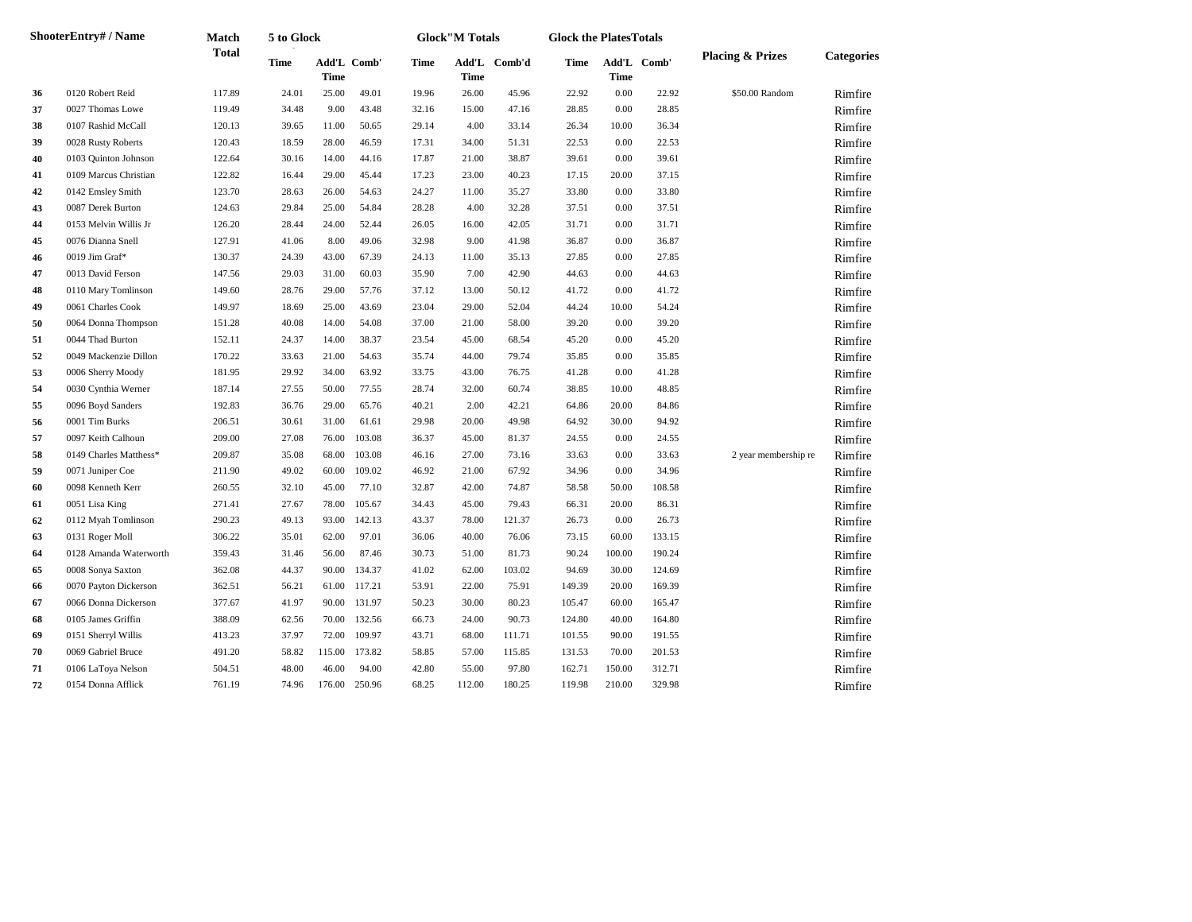| ShooterEntry# / Name | | Match Total | 5 to Glock | | | Glock"M Totals | | | Glock the PlatesTotals | | | Placing & Prizes | Categories |
|---|---|---|---|---|---|---|---|---|---|---|---|---|---|
| | | | Time | Add'L Time | Comb' | Time | Add'L Time | Comb'd | Time | Add'L Time | Comb' | | |
| 36 | 0120 Robert Reid | 117.89 | 24.01 | 25.00 | 49.01 | 19.96 | 26.00 | 45.96 | 22.92 | 0.00 | 22.92 | $50.00 Random | Rimfire |
| 37 | 0027 Thomas Lowe | 119.49 | 34.48 | 9.00 | 43.48 | 32.16 | 15.00 | 47.16 | 28.85 | 0.00 | 28.85 | | Rimfire |
| 38 | 0107 Rashid McCall | 120.13 | 39.65 | 11.00 | 50.65 | 29.14 | 4.00 | 33.14 | 26.34 | 10.00 | 36.34 | | Rimfire |
| 39 | 0028 Rusty Roberts | 120.43 | 18.59 | 28.00 | 46.59 | 17.31 | 34.00 | 51.31 | 22.53 | 0.00 | 22.53 | | Rimfire |
| 40 | 0103 Quinton Johnson | 122.64 | 30.16 | 14.00 | 44.16 | 17.87 | 21.00 | 38.87 | 39.61 | 0.00 | 39.61 | | Rimfire |
| 41 | 0109 Marcus Christian | 122.82 | 16.44 | 29.00 | 45.44 | 17.23 | 23.00 | 40.23 | 17.15 | 20.00 | 37.15 | | Rimfire |
| 42 | 0142 Emsley Smith | 123.70 | 28.63 | 26.00 | 54.63 | 24.27 | 11.00 | 35.27 | 33.80 | 0.00 | 33.80 | | Rimfire |
| 43 | 0087 Derek Burton | 124.63 | 29.84 | 25.00 | 54.84 | 28.28 | 4.00 | 32.28 | 37.51 | 0.00 | 37.51 | | Rimfire |
| 44 | 0153 Melvin Willis Jr | 126.20 | 28.44 | 24.00 | 52.44 | 26.05 | 16.00 | 42.05 | 31.71 | 0.00 | 31.71 | | Rimfire |
| 45 | 0076 Dianna Snell | 127.91 | 41.06 | 8.00 | 49.06 | 32.98 | 9.00 | 41.98 | 36.87 | 0.00 | 36.87 | | Rimfire |
| 46 | 0019 Jim Graf* | 130.37 | 24.39 | 43.00 | 67.39 | 24.13 | 11.00 | 35.13 | 27.85 | 0.00 | 27.85 | | Rimfire |
| 47 | 0013 David Ferson | 147.56 | 29.03 | 31.00 | 60.03 | 35.90 | 7.00 | 42.90 | 44.63 | 0.00 | 44.63 | | Rimfire |
| 48 | 0110 Mary Tomlinson | 149.60 | 28.76 | 29.00 | 57.76 | 37.12 | 13.00 | 50.12 | 41.72 | 0.00 | 41.72 | | Rimfire |
| 49 | 0061 Charles Cook | 149.97 | 18.69 | 25.00 | 43.69 | 23.04 | 29.00 | 52.04 | 44.24 | 10.00 | 54.24 | | Rimfire |
| 50 | 0064 Donna Thompson | 151.28 | 40.08 | 14.00 | 54.08 | 37.00 | 21.00 | 58.00 | 39.20 | 0.00 | 39.20 | | Rimfire |
| 51 | 0044 Thad Burton | 152.11 | 24.37 | 14.00 | 38.37 | 23.54 | 45.00 | 68.54 | 45.20 | 0.00 | 45.20 | | Rimfire |
| 52 | 0049 Mackenzie Dillon | 170.22 | 33.63 | 21.00 | 54.63 | 35.74 | 44.00 | 79.74 | 35.85 | 0.00 | 35.85 | | Rimfire |
| 53 | 0006 Sherry Moody | 181.95 | 29.92 | 34.00 | 63.92 | 33.75 | 43.00 | 76.75 | 41.28 | 0.00 | 41.28 | | Rimfire |
| 54 | 0030 Cynthia Werner | 187.14 | 27.55 | 50.00 | 77.55 | 28.74 | 32.00 | 60.74 | 38.85 | 10.00 | 48.85 | | Rimfire |
| 55 | 0096 Boyd Sanders | 192.83 | 36.76 | 29.00 | 65.76 | 40.21 | 2.00 | 42.21 | 64.86 | 20.00 | 84.86 | | Rimfire |
| 56 | 0001 Tim Burks | 206.51 | 30.61 | 31.00 | 61.61 | 29.98 | 20.00 | 49.98 | 64.92 | 30.00 | 94.92 | | Rimfire |
| 57 | 0097 Keith Calhoun | 209.00 | 27.08 | 76.00 | 103.08 | 36.37 | 45.00 | 81.37 | 24.55 | 0.00 | 24.55 | | Rimfire |
| 58 | 0149 Charles Matthess* | 209.87 | 35.08 | 68.00 | 103.08 | 46.16 | 27.00 | 73.16 | 33.63 | 0.00 | 33.63 | 2 year membership re | Rimfire |
| 59 | 0071 Juniper Coe | 211.90 | 49.02 | 60.00 | 109.02 | 46.92 | 21.00 | 67.92 | 34.96 | 0.00 | 34.96 | | Rimfire |
| 60 | 0098 Kenneth Kerr | 260.55 | 32.10 | 45.00 | 77.10 | 32.87 | 42.00 | 74.87 | 58.58 | 50.00 | 108.58 | | Rimfire |
| 61 | 0051 Lisa King | 271.41 | 27.67 | 78.00 | 105.67 | 34.43 | 45.00 | 79.43 | 66.31 | 20.00 | 86.31 | | Rimfire |
| 62 | 0112 Myah Tomlinson | 290.23 | 49.13 | 93.00 | 142.13 | 43.37 | 78.00 | 121.37 | 26.73 | 0.00 | 26.73 | | Rimfire |
| 63 | 0131 Roger Moll | 306.22 | 35.01 | 62.00 | 97.01 | 36.06 | 40.00 | 76.06 | 73.15 | 60.00 | 133.15 | | Rimfire |
| 64 | 0128 Amanda Waterworth | 359.43 | 31.46 | 56.00 | 87.46 | 30.73 | 51.00 | 81.73 | 90.24 | 100.00 | 190.24 | | Rimfire |
| 65 | 0008 Sonya Saxton | 362.08 | 44.37 | 90.00 | 134.37 | 41.02 | 62.00 | 103.02 | 94.69 | 30.00 | 124.69 | | Rimfire |
| 66 | 0070 Payton Dickerson | 362.51 | 56.21 | 61.00 | 117.21 | 53.91 | 22.00 | 75.91 | 149.39 | 20.00 | 169.39 | | Rimfire |
| 67 | 0066 Donna Dickerson | 377.67 | 41.97 | 90.00 | 131.97 | 50.23 | 30.00 | 80.23 | 105.47 | 60.00 | 165.47 | | Rimfire |
| 68 | 0105 James Griffin | 388.09 | 62.56 | 70.00 | 132.56 | 66.73 | 24.00 | 90.73 | 124.80 | 40.00 | 164.80 | | Rimfire |
| 69 | 0151 Sherryl Willis | 413.23 | 37.97 | 72.00 | 109.97 | 43.71 | 68.00 | 111.71 | 101.55 | 90.00 | 191.55 | | Rimfire |
| 70 | 0069 Gabriel Bruce | 491.20 | 58.82 | 115.00 | 173.82 | 58.85 | 57.00 | 115.85 | 131.53 | 70.00 | 201.53 | | Rimfire |
| 71 | 0106 LaToya Nelson | 504.51 | 48.00 | 46.00 | 94.00 | 42.80 | 55.00 | 97.80 | 162.71 | 150.00 | 312.71 | | Rimfire |
| 72 | 0154 Donna Afflick | 761.19 | 74.96 | 176.00 | 250.96 | 68.25 | 112.00 | 180.25 | 119.98 | 210.00 | 329.98 | | Rimfire |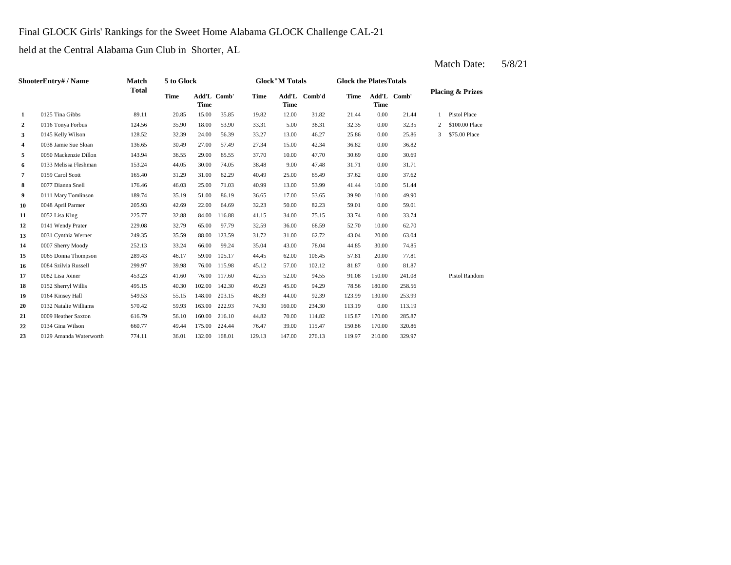Final GLOCK Girls' Rankings for the Sweet Home Alabama GLOCK Challenge CAL-21

held at the Central Alabama Gun Club in Shorter, AL

Match Date: 5/8/21

| ShooterEntry# / Name | | Match Total | 5 to Glock | | | Glock"M Totals | | | Glock the PlatesTotals | | | Placing & Prizes | |
|---|---|---|---|---|---|---|---|---|---|---|---|---|---|
| | | | Time | Add'L Time | Comb' | Time | Add'L Time | Comb'd | Time | Add'L Time | Comb' | | |
| 1 | 0125 Tina Gibbs | 89.11 | 20.85 | 15.00 | 35.85 | 19.82 | 12.00 | 31.82 | 21.44 | 0.00 | 21.44 | 1 | Pistol Place |
| 2 | 0116 Tonya Forbus | 124.56 | 35.90 | 18.00 | 53.90 | 33.31 | 5.00 | 38.31 | 32.35 | 0.00 | 32.35 | 2 | $100.00 Place |
| 3 | 0145 Kelly Wilson | 128.52 | 32.39 | 24.00 | 56.39 | 33.27 | 13.00 | 46.27 | 25.86 | 0.00 | 25.86 | 3 | $75.00 Place |
| 4 | 0038 Jamie Sue Sloan | 136.65 | 30.49 | 27.00 | 57.49 | 27.34 | 15.00 | 42.34 | 36.82 | 0.00 | 36.82 | | |
| 5 | 0050 Mackenzie Dillon | 143.94 | 36.55 | 29.00 | 65.55 | 37.70 | 10.00 | 47.70 | 30.69 | 0.00 | 30.69 | | |
| 6 | 0133 Melissa Fleshman | 153.24 | 44.05 | 30.00 | 74.05 | 38.48 | 9.00 | 47.48 | 31.71 | 0.00 | 31.71 | | |
| 7 | 0159 Carol Scott | 165.40 | 31.29 | 31.00 | 62.29 | 40.49 | 25.00 | 65.49 | 37.62 | 0.00 | 37.62 | | |
| 8 | 0077 Dianna Snell | 176.46 | 46.03 | 25.00 | 71.03 | 40.99 | 13.00 | 53.99 | 41.44 | 10.00 | 51.44 | | |
| 9 | 0111 Mary Tomlinson | 189.74 | 35.19 | 51.00 | 86.19 | 36.65 | 17.00 | 53.65 | 39.90 | 10.00 | 49.90 | | |
| 10 | 0048 April Parmer | 205.93 | 42.69 | 22.00 | 64.69 | 32.23 | 50.00 | 82.23 | 59.01 | 0.00 | 59.01 | | |
| 11 | 0052 Lisa King | 225.77 | 32.88 | 84.00 | 116.88 | 41.15 | 34.00 | 75.15 | 33.74 | 0.00 | 33.74 | | |
| 12 | 0141 Wendy Prater | 229.08 | 32.79 | 65.00 | 97.79 | 32.59 | 36.00 | 68.59 | 52.70 | 10.00 | 62.70 | | |
| 13 | 0031 Cynthia Werner | 249.35 | 35.59 | 88.00 | 123.59 | 31.72 | 31.00 | 62.72 | 43.04 | 20.00 | 63.04 | | |
| 14 | 0007 Sherry Moody | 252.13 | 33.24 | 66.00 | 99.24 | 35.04 | 43.00 | 78.04 | 44.85 | 30.00 | 74.85 | | |
| 15 | 0065 Donna Thompson | 289.43 | 46.17 | 59.00 | 105.17 | 44.45 | 62.00 | 106.45 | 57.81 | 20.00 | 77.81 | | |
| 16 | 0084 Szilvia Russell | 299.97 | 39.98 | 76.00 | 115.98 | 45.12 | 57.00 | 102.12 | 81.87 | 0.00 | 81.87 | | |
| 17 | 0082 Lisa Joiner | 453.23 | 41.60 | 76.00 | 117.60 | 42.55 | 52.00 | 94.55 | 91.08 | 150.00 | 241.08 | | Pistol Random |
| 18 | 0152 Sherryl Willis | 495.15 | 40.30 | 102.00 | 142.30 | 49.29 | 45.00 | 94.29 | 78.56 | 180.00 | 258.56 | | |
| 19 | 0164 Kinsey Hall | 549.53 | 55.15 | 148.00 | 203.15 | 48.39 | 44.00 | 92.39 | 123.99 | 130.00 | 253.99 | | |
| 20 | 0132 Natalie Williams | 570.42 | 59.93 | 163.00 | 222.93 | 74.30 | 160.00 | 234.30 | 113.19 | 0.00 | 113.19 | | |
| 21 | 0009 Heather Saxton | 616.79 | 56.10 | 160.00 | 216.10 | 44.82 | 70.00 | 114.82 | 115.87 | 170.00 | 285.87 | | |
| 22 | 0134 Gina Wilson | 660.77 | 49.44 | 175.00 | 224.44 | 76.47 | 39.00 | 115.47 | 150.86 | 170.00 | 320.86 | | |
| 23 | 0129 Amanda Waterworth | 774.11 | 36.01 | 132.00 | 168.01 | 129.13 | 147.00 | 276.13 | 119.97 | 210.00 | 329.97 | | |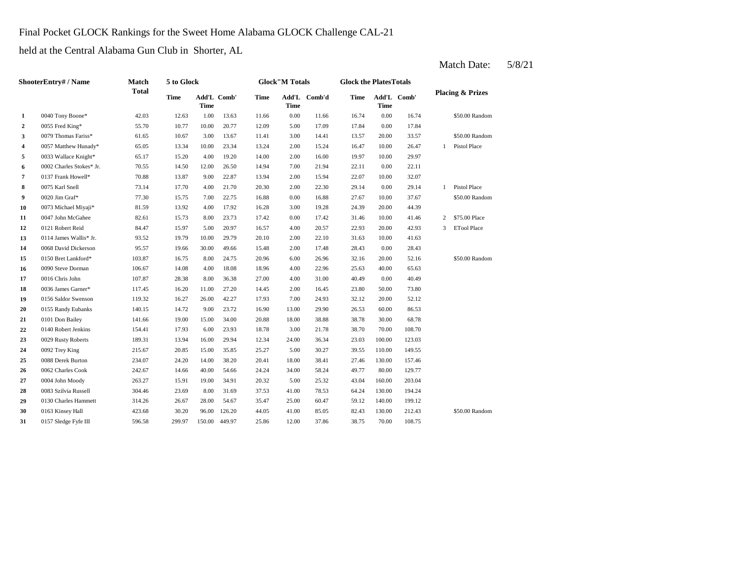Final Pocket GLOCK Rankings for the Sweet Home Alabama GLOCK Challenge CAL-21

held at the Central Alabama Gun Club in Shorter, AL

Match Date: 5/8/21

| Shooter | Entry# / Name | Match Total | 5 to Glock | | | Glock"M Totals | | | Glock the Plates Totals | | | Placing & Prizes | |
|---|---|---|---|---|---|---|---|---|---|---|---|---|---|
| | | | Time | Add'L Time | Comb' | Time | Add'L Time | Comb'd | Time | Add'L Time | Comb' | | |
| **1** | 0040 Tony Boone* | 42.03 | 12.63 | 1.00 | 13.63 | 11.66 | 0.00 | 11.66 | 16.74 | 0.00 | 16.74 | | $50.00 Random |
| **2** | 0055 Fred King* | 55.70 | 10.77 | 10.00 | 20.77 | 12.09 | 5.00 | 17.09 | 17.84 | 0.00 | 17.84 | | |
| **3** | 0079 Thomas Fariss* | 61.65 | 10.67 | 3.00 | 13.67 | 11.41 | 3.00 | 14.41 | 13.57 | 20.00 | 33.57 | | $50.00 Random |
| **4** | 0057 Matthew Hunady* | 65.05 | 13.34 | 10.00 | 23.34 | 13.24 | 2.00 | 15.24 | 16.47 | 10.00 | 26.47 | 1 | Pistol Place |
| **5** | 0033 Wallace Knight* | 65.17 | 15.20 | 4.00 | 19.20 | 14.00 | 2.00 | 16.00 | 19.97 | 10.00 | 29.97 | | |
| **6** | 0002 Charles Stokes* Jr. | 70.55 | 14.50 | 12.00 | 26.50 | 14.94 | 7.00 | 21.94 | 22.11 | 0.00 | 22.11 | | |
| **7** | 0137 Frank Howell* | 70.88 | 13.87 | 9.00 | 22.87 | 13.94 | 2.00 | 15.94 | 22.07 | 10.00 | 32.07 | | |
| **8** | 0075 Karl Snell | 73.14 | 17.70 | 4.00 | 21.70 | 20.30 | 2.00 | 22.30 | 29.14 | 0.00 | 29.14 | 1 | Pistol Place |
| **9** | 0020 Jim Graf* | 77.30 | 15.75 | 7.00 | 22.75 | 16.88 | 0.00 | 16.88 | 27.67 | 10.00 | 37.67 | | $50.00 Random |
| **10** | 0073 Michael Miyaji* | 81.59 | 13.92 | 4.00 | 17.92 | 16.28 | 3.00 | 19.28 | 24.39 | 20.00 | 44.39 | | |
| **11** | 0047 John McGahee | 82.61 | 15.73 | 8.00 | 23.73 | 17.42 | 0.00 | 17.42 | 31.46 | 10.00 | 41.46 | 2 | $75.00 Place |
| **12** | 0121 Robert Reid | 84.47 | 15.97 | 5.00 | 20.97 | 16.57 | 4.00 | 20.57 | 22.93 | 20.00 | 42.93 | 3 | ETool Place |
| **13** | 0114 James Wallis* Jr. | 93.52 | 19.79 | 10.00 | 29.79 | 20.10 | 2.00 | 22.10 | 31.63 | 10.00 | 41.63 | | |
| **14** | 0068 David Dickerson | 95.57 | 19.66 | 30.00 | 49.66 | 15.48 | 2.00 | 17.48 | 28.43 | 0.00 | 28.43 | | |
| **15** | 0150 Bret Lankford* | 103.87 | 16.75 | 8.00 | 24.75 | 20.96 | 6.00 | 26.96 | 32.16 | 20.00 | 52.16 | | $50.00 Random |
| **16** | 0090 Steve Dorman | 106.67 | 14.08 | 4.00 | 18.08 | 18.96 | 4.00 | 22.96 | 25.63 | 40.00 | 65.63 | | |
| **17** | 0016 Chris John | 107.87 | 28.38 | 8.00 | 36.38 | 27.00 | 4.00 | 31.00 | 40.49 | 0.00 | 40.49 | | |
| **18** | 0036 James Garner* | 117.45 | 16.20 | 11.00 | 27.20 | 14.45 | 2.00 | 16.45 | 23.80 | 50.00 | 73.80 | | |
| **19** | 0156 Saldor Swenson | 119.32 | 16.27 | 26.00 | 42.27 | 17.93 | 7.00 | 24.93 | 32.12 | 20.00 | 52.12 | | |
| **20** | 0155 Randy Eubanks | 140.15 | 14.72 | 9.00 | 23.72 | 16.90 | 13.00 | 29.90 | 26.53 | 60.00 | 86.53 | | |
| **21** | 0101 Don Bailey | 141.66 | 19.00 | 15.00 | 34.00 | 20.88 | 18.00 | 38.88 | 38.78 | 30.00 | 68.78 | | |
| **22** | 0140 Robert Jenkins | 154.41 | 17.93 | 6.00 | 23.93 | 18.78 | 3.00 | 21.78 | 38.70 | 70.00 | 108.70 | | |
| **23** | 0029 Rusty Roberts | 189.31 | 13.94 | 16.00 | 29.94 | 12.34 | 24.00 | 36.34 | 23.03 | 100.00 | 123.03 | | |
| **24** | 0092 Trey King | 215.67 | 20.85 | 15.00 | 35.85 | 25.27 | 5.00 | 30.27 | 39.55 | 110.00 | 149.55 | | |
| **25** | 0088 Derek Burton | 234.07 | 24.20 | 14.00 | 38.20 | 20.41 | 18.00 | 38.41 | 27.46 | 130.00 | 157.46 | | |
| **26** | 0062 Charles Cook | 242.67 | 14.66 | 40.00 | 54.66 | 24.24 | 34.00 | 58.24 | 49.77 | 80.00 | 129.77 | | |
| **27** | 0004 John Moody | 263.27 | 15.91 | 19.00 | 34.91 | 20.32 | 5.00 | 25.32 | 43.04 | 160.00 | 203.04 | | |
| **28** | 0083 Szilvia Russell | 304.46 | 23.69 | 8.00 | 31.69 | 37.53 | 41.00 | 78.53 | 64.24 | 130.00 | 194.24 | | |
| **29** | 0130 Charles Hammett | 314.26 | 26.67 | 28.00 | 54.67 | 35.47 | 25.00 | 60.47 | 59.12 | 140.00 | 199.12 | | |
| **30** | 0163 Kinsey Hall | 423.68 | 30.20 | 96.00 | 126.20 | 44.05 | 41.00 | 85.05 | 82.43 | 130.00 | 212.43 | | $50.00 Random |
| **31** | 0157 Sledge Fyfe III | 596.58 | 299.97 | 150.00 | 449.97 | 25.86 | 12.00 | 37.86 | 38.75 | 70.00 | 108.75 | | |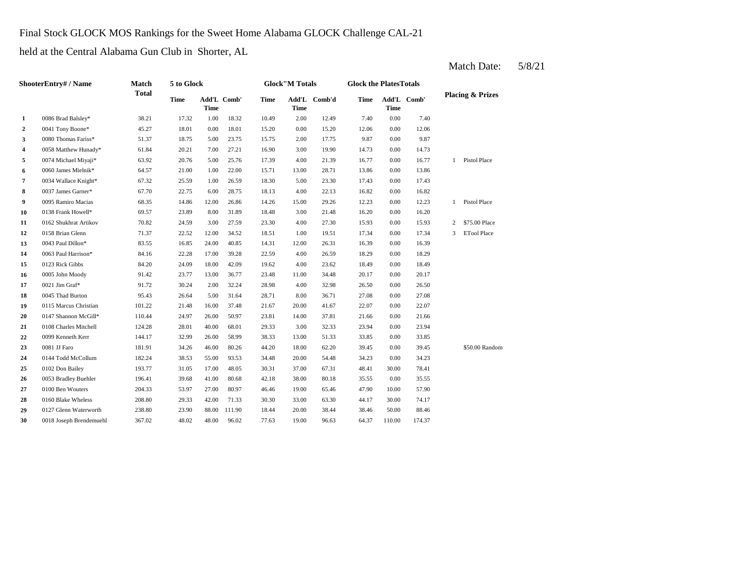Final Stock GLOCK MOS Rankings for the Sweet Home Alabama GLOCK Challenge CAL-21

held at the Central Alabama Gun Club in Shorter, AL

Match Date: 5/8/21

| Shooter | Entry# / Name | Match Total | 5 to Glock | | | Glock"M Totals | | | Glock the Plates Totals | | | Placing & Prizes | |
|---|---|---|---|---|---|---|---|---|---|---|---|---|---|
| | | | Time | Add'L Time | Comb' | Time | Add'L Time | Comb'd | Time | Add'L Time | Comb' | | |
| 1 | 0086 Brad Balsley* | 38.21 | 17.32 | 1.00 | 18.32 | 10.49 | 2.00 | 12.49 | 7.40 | 0.00 | 7.40 | | |
| 2 | 0041 Tony Boone* | 45.27 | 18.01 | 0.00 | 18.01 | 15.20 | 0.00 | 15.20 | 12.06 | 0.00 | 12.06 | | |
| 3 | 0080 Thomas Fariss* | 51.37 | 18.75 | 5.00 | 23.75 | 15.75 | 2.00 | 17.75 | 9.87 | 0.00 | 9.87 | | |
| 4 | 0058 Matthew Hunady* | 61.84 | 20.21 | 7.00 | 27.21 | 16.90 | 3.00 | 19.90 | 14.73 | 0.00 | 14.73 | | |
| 5 | 0074 Michael Miyaji* | 63.92 | 20.76 | 5.00 | 25.76 | 17.39 | 4.00 | 21.39 | 16.77 | 0.00 | 16.77 | 1 | Pistol Place |
| 6 | 0060 James Mielnik* | 64.57 | 21.00 | 1.00 | 22.00 | 15.71 | 13.00 | 28.71 | 13.86 | 0.00 | 13.86 | | |
| 7 | 0034 Wallace Knight* | 67.32 | 25.59 | 1.00 | 26.59 | 18.30 | 5.00 | 23.30 | 17.43 | 0.00 | 17.43 | | |
| 8 | 0037 James Garner* | 67.70 | 22.75 | 6.00 | 28.75 | 18.13 | 4.00 | 22.13 | 16.82 | 0.00 | 16.82 | | |
| 9 | 0095 Ramiro Macias | 68.35 | 14.86 | 12.00 | 26.86 | 14.26 | 15.00 | 29.26 | 12.23 | 0.00 | 12.23 | 1 | Pistol Place |
| 10 | 0138 Frank Howell* | 69.57 | 23.89 | 8.00 | 31.89 | 18.48 | 3.00 | 21.48 | 16.20 | 0.00 | 16.20 | | |
| 11 | 0162 Shukhrat Artikov | 70.82 | 24.59 | 3.00 | 27.59 | 23.30 | 4.00 | 27.30 | 15.93 | 0.00 | 15.93 | 2 | $75.00 Place |
| 12 | 0158 Brian Glenn | 71.37 | 22.52 | 12.00 | 34.52 | 18.51 | 1.00 | 19.51 | 17.34 | 0.00 | 17.34 | 3 | ETool Place |
| 13 | 0043 Paul Dillon* | 83.55 | 16.85 | 24.00 | 40.85 | 14.31 | 12.00 | 26.31 | 16.39 | 0.00 | 16.39 | | |
| 14 | 0063 Paul Harrison* | 84.16 | 22.28 | 17.00 | 39.28 | 22.59 | 4.00 | 26.59 | 18.29 | 0.00 | 18.29 | | |
| 15 | 0123 Rick Gibbs | 84.20 | 24.09 | 18.00 | 42.09 | 19.62 | 4.00 | 23.62 | 18.49 | 0.00 | 18.49 | | |
| 16 | 0005 John Moody | 91.42 | 23.77 | 13.00 | 36.77 | 23.48 | 11.00 | 34.48 | 20.17 | 0.00 | 20.17 | | |
| 17 | 0021 Jim Graf* | 91.72 | 30.24 | 2.00 | 32.24 | 28.98 | 4.00 | 32.98 | 26.50 | 0.00 | 26.50 | | |
| 18 | 0045 Thad Burton | 95.43 | 26.64 | 5.00 | 31.64 | 28.71 | 8.00 | 36.71 | 27.08 | 0.00 | 27.08 | | |
| 19 | 0115 Marcus Christian | 101.22 | 21.48 | 16.00 | 37.48 | 21.67 | 20.00 | 41.67 | 22.07 | 0.00 | 22.07 | | |
| 20 | 0147 Shannon McGill* | 110.44 | 24.97 | 26.00 | 50.97 | 23.81 | 14.00 | 37.81 | 21.66 | 0.00 | 21.66 | | |
| 21 | 0108 Charles Mitchell | 124.28 | 28.01 | 40.00 | 68.01 | 29.33 | 3.00 | 32.33 | 23.94 | 0.00 | 23.94 | | |
| 22 | 0099 Kenneth Kerr | 144.17 | 32.99 | 26.00 | 58.99 | 38.33 | 13.00 | 51.33 | 33.85 | 0.00 | 33.85 | | |
| 23 | 0081 JJ Faro | 181.91 | 34.26 | 46.00 | 80.26 | 44.20 | 18.00 | 62.20 | 39.45 | 0.00 | 39.45 | | $50.00 Random |
| 24 | 0144 Todd McCollum | 182.24 | 38.53 | 55.00 | 93.53 | 34.48 | 20.00 | 54.48 | 34.23 | 0.00 | 34.23 | | |
| 25 | 0102 Don Bailey | 193.77 | 31.05 | 17.00 | 48.05 | 30.31 | 37.00 | 67.31 | 48.41 | 30.00 | 78.41 | | |
| 26 | 0053 Bradley Buehler | 196.41 | 39.68 | 41.00 | 80.68 | 42.18 | 38.00 | 80.18 | 35.55 | 0.00 | 35.55 | | |
| 27 | 0100 Ben Wouters | 204.33 | 53.97 | 27.00 | 80.97 | 46.46 | 19.00 | 65.46 | 47.90 | 10.00 | 57.90 | | |
| 28 | 0160 Blake Wheless | 208.80 | 29.33 | 42.00 | 71.33 | 30.30 | 33.00 | 63.30 | 44.17 | 30.00 | 74.17 | | |
| 29 | 0127 Glenn Waterworth | 238.80 | 23.90 | 88.00 | 111.90 | 18.44 | 20.00 | 38.44 | 38.46 | 50.00 | 88.46 | | |
| 30 | 0018 Joseph Brendemuehl | 367.02 | 48.02 | 48.00 | 96.02 | 77.63 | 19.00 | 96.63 | 64.37 | 110.00 | 174.37 | | |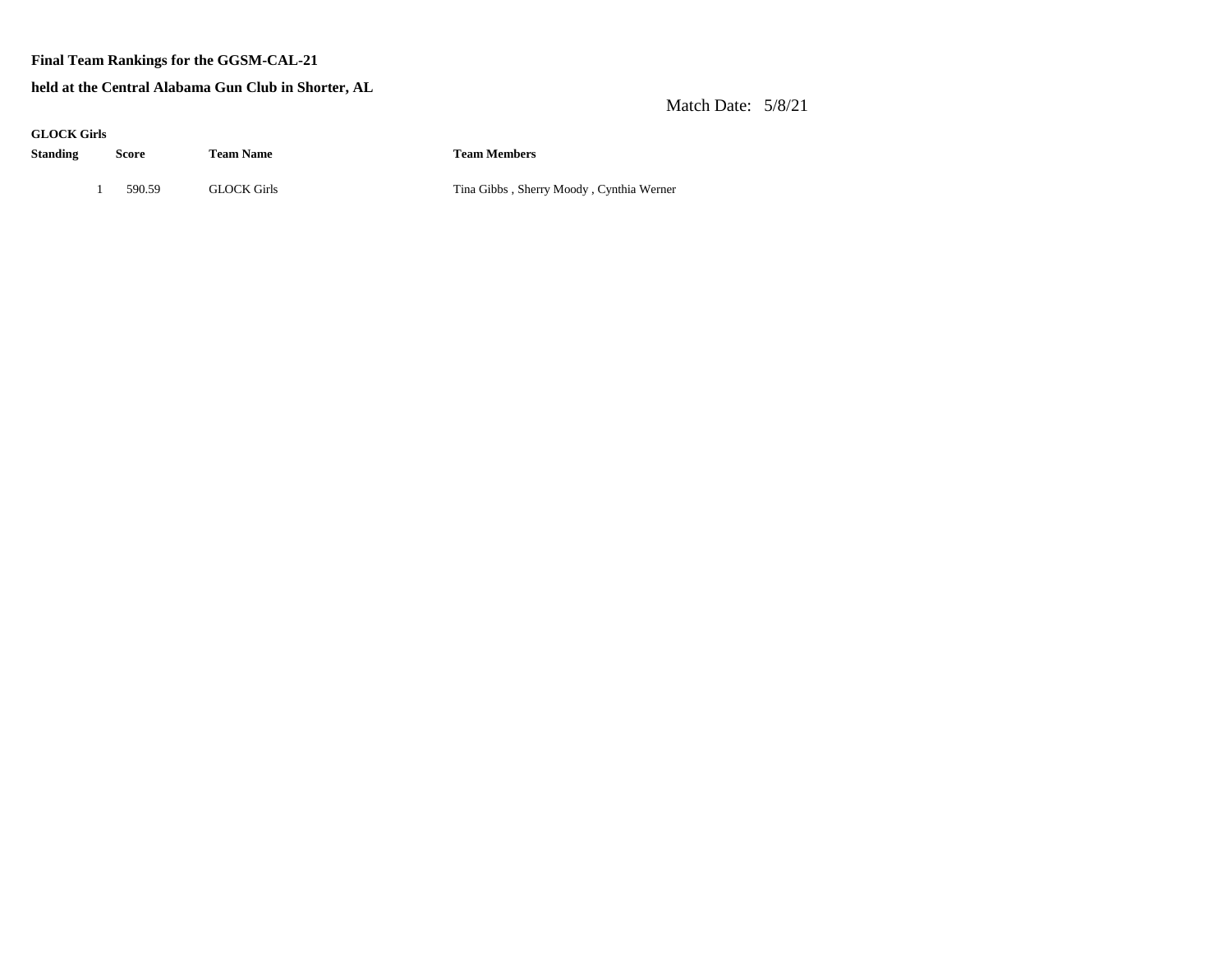**Final Team Rankings for the GGSM-CAL-21**

**held at the Central Alabama Gun Club in Shorter, AL**

Match Date: 5/8/21

**GLOCK Girls**

| Standing | Score | Team Name | Team Members |
| --- | --- | --- | --- |
| 1 | 590.59 | GLOCK Girls | Tina Gibbs , Sherry Moody , Cynthia Werner |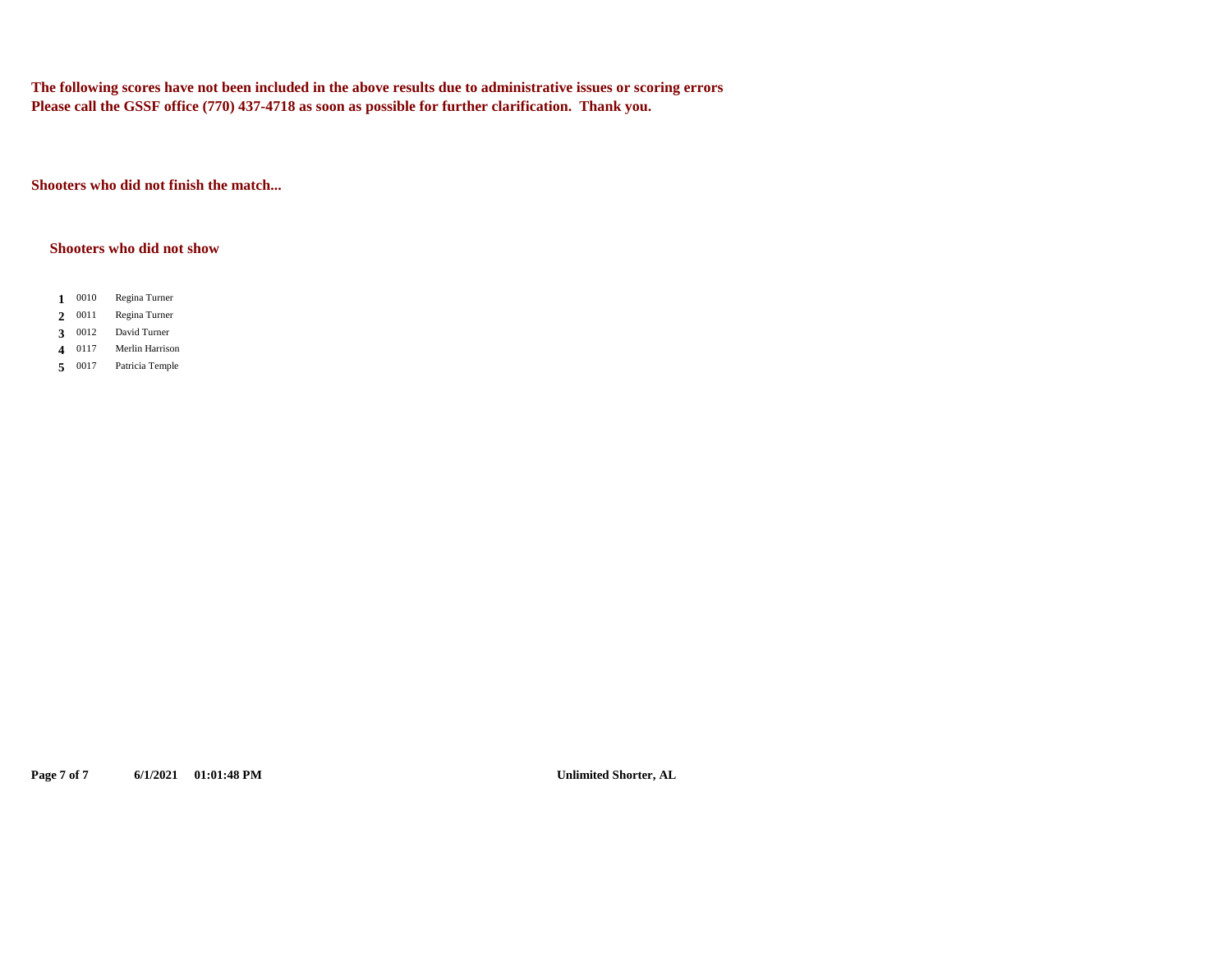**The following scores have not been included in the above results due to administrative issues or scoring errors**
**Please call the GSSF office (770) 437-4718 as soon as possible for further clarification. Thank you.**

**Shooters who did not finish the match...**

**Shooters who did not show**

| | | |
|---|---|---|
| **1** | 0010 | Regina Turner |
| **2** | 0011 | Regina Turner |
| **3** | 0012 | David Turner |
| **4** | 0117 | Merlin Harrison |
| **5** | 0017 | Patricia Temple |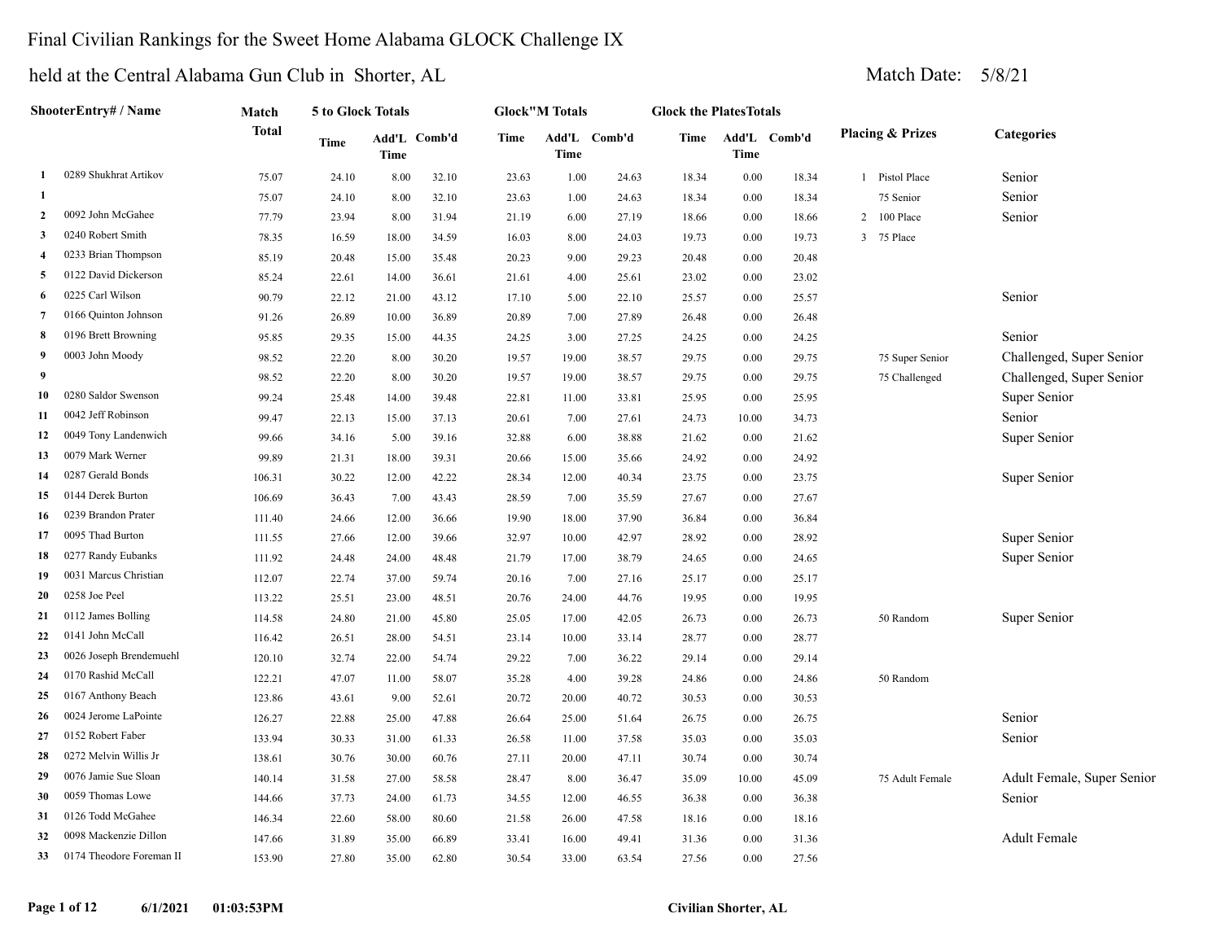# Final Civilian Rankings for the Sweet Home Alabama GLOCK Challenge IX

## held at the Central Alabama Gun Club in Shorter, AL

Match Date: 5/8/21

| | ShooterEntry# / Name | Match Total | 5 to Glock Totals | | | Glock"M Totals | | | Glock the PlatesTotals | | | Placing & Prizes | Categories |
|---|---|---|---|---|---|---|---|---|---|---|---|---|---|
| | | | Time | Add'L Time | Comb'd | Time | Add'L Time | Comb'd | Time | Add'L Time | Comb'd | | |
| 1 | 0289 Shukhrat Artikov | 75.07 | 24.10 | 8.00 | 32.10 | 23.63 | 1.00 | 24.63 | 18.34 | 0.00 | 18.34 | 1 Pistol Place | Senior |
| 1 | | 75.07 | 24.10 | 8.00 | 32.10 | 23.63 | 1.00 | 24.63 | 18.34 | 0.00 | 18.34 | 75 Senior | Senior |
| 2 | 0092 John McGahee | 77.79 | 23.94 | 8.00 | 31.94 | 21.19 | 6.00 | 27.19 | 18.66 | 0.00 | 18.66 | 2 100 Place | Senior |
| 3 | 0240 Robert Smith | 78.35 | 16.59 | 18.00 | 34.59 | 16.03 | 8.00 | 24.03 | 19.73 | 0.00 | 19.73 | 3 75 Place | |
| 4 | 0233 Brian Thompson | 85.19 | 20.48 | 15.00 | 35.48 | 20.23 | 9.00 | 29.23 | 20.48 | 0.00 | 20.48 | | |
| 5 | 0122 David Dickerson | 85.24 | 22.61 | 14.00 | 36.61 | 21.61 | 4.00 | 25.61 | 23.02 | 0.00 | 23.02 | | |
| 6 | 0225 Carl Wilson | 90.79 | 22.12 | 21.00 | 43.12 | 17.10 | 5.00 | 22.10 | 25.57 | 0.00 | 25.57 | | Senior |
| 7 | 0166 Quinton Johnson | 91.26 | 26.89 | 10.00 | 36.89 | 20.89 | 7.00 | 27.89 | 26.48 | 0.00 | 26.48 | | |
| 8 | 0196 Brett Browning | 95.85 | 29.35 | 15.00 | 44.35 | 24.25 | 3.00 | 27.25 | 24.25 | 0.00 | 24.25 | | Senior |
| 9 | 0003 John Moody | 98.52 | 22.20 | 8.00 | 30.20 | 19.57 | 19.00 | 38.57 | 29.75 | 0.00 | 29.75 | 75 Super Senior | Challenged, Super Senior |
| 9 | | 98.52 | 22.20 | 8.00 | 30.20 | 19.57 | 19.00 | 38.57 | 29.75 | 0.00 | 29.75 | 75 Challenged | Challenged, Super Senior |
| 10 | 0280 Saldor Swenson | 99.24 | 25.48 | 14.00 | 39.48 | 22.81 | 11.00 | 33.81 | 25.95 | 0.00 | 25.95 | | Super Senior |
| 11 | 0042 Jeff Robinson | 99.47 | 22.13 | 15.00 | 37.13 | 20.61 | 7.00 | 27.61 | 24.73 | 10.00 | 34.73 | | Senior |
| 12 | 0049 Tony Landenwich | 99.66 | 34.16 | 5.00 | 39.16 | 32.88 | 6.00 | 38.88 | 21.62 | 0.00 | 21.62 | | Super Senior |
| 13 | 0079 Mark Werner | 99.89 | 21.31 | 18.00 | 39.31 | 20.66 | 15.00 | 35.66 | 24.92 | 0.00 | 24.92 | | |
| 14 | 0287 Gerald Bonds | 106.31 | 30.22 | 12.00 | 42.22 | 28.34 | 12.00 | 40.34 | 23.75 | 0.00 | 23.75 | | Super Senior |
| 15 | 0144 Derek Burton | 106.69 | 36.43 | 7.00 | 43.43 | 28.59 | 7.00 | 35.59 | 27.67 | 0.00 | 27.67 | | |
| 16 | 0239 Brandon Prater | 111.40 | 24.66 | 12.00 | 36.66 | 19.90 | 18.00 | 37.90 | 36.84 | 0.00 | 36.84 | | |
| 17 | 0095 Thad Burton | 111.55 | 27.66 | 12.00 | 39.66 | 32.97 | 10.00 | 42.97 | 28.92 | 0.00 | 28.92 | | Super Senior |
| 18 | 0277 Randy Eubanks | 111.92 | 24.48 | 24.00 | 48.48 | 21.79 | 17.00 | 38.79 | 24.65 | 0.00 | 24.65 | | Super Senior |
| 19 | 0031 Marcus Christian | 112.07 | 22.74 | 37.00 | 59.74 | 20.16 | 7.00 | 27.16 | 25.17 | 0.00 | 25.17 | | |
| 20 | 0258 Joe Peel | 113.22 | 25.51 | 23.00 | 48.51 | 20.76 | 24.00 | 44.76 | 19.95 | 0.00 | 19.95 | | |
| 21 | 0112 James Bolling | 114.58 | 24.80 | 21.00 | 45.80 | 25.05 | 17.00 | 42.05 | 26.73 | 0.00 | 26.73 | 50 Random | Super Senior |
| 22 | 0141 John McCall | 116.42 | 26.51 | 28.00 | 54.51 | 23.14 | 10.00 | 33.14 | 28.77 | 0.00 | 28.77 | | |
| 23 | 0026 Joseph Brendemuehl | 120.10 | 32.74 | 22.00 | 54.74 | 29.22 | 7.00 | 36.22 | 29.14 | 0.00 | 29.14 | | |
| 24 | 0170 Rashid McCall | 122.21 | 47.07 | 11.00 | 58.07 | 35.28 | 4.00 | 39.28 | 24.86 | 0.00 | 24.86 | 50 Random | |
| 25 | 0167 Anthony Beach | 123.86 | 43.61 | 9.00 | 52.61 | 20.72 | 20.00 | 40.72 | 30.53 | 0.00 | 30.53 | | |
| 26 | 0024 Jerome LaPointe | 126.27 | 22.88 | 25.00 | 47.88 | 26.64 | 25.00 | 51.64 | 26.75 | 0.00 | 26.75 | | Senior |
| 27 | 0152 Robert Faber | 133.94 | 30.33 | 31.00 | 61.33 | 26.58 | 11.00 | 37.58 | 35.03 | 0.00 | 35.03 | | Senior |
| 28 | 0272 Melvin Willis Jr | 138.61 | 30.76 | 30.00 | 60.76 | 27.11 | 20.00 | 47.11 | 30.74 | 0.00 | 30.74 | | |
| 29 | 0076 Jamie Sue Sloan | 140.14 | 31.58 | 27.00 | 58.58 | 28.47 | 8.00 | 36.47 | 35.09 | 10.00 | 45.09 | 75 Adult Female | Adult Female, Super Senior |
| 30 | 0059 Thomas Lowe | 144.66 | 37.73 | 24.00 | 61.73 | 34.55 | 12.00 | 46.55 | 36.38 | 0.00 | 36.38 | | Senior |
| 31 | 0126 Todd McGahee | 146.34 | 22.60 | 58.00 | 80.60 | 21.58 | 26.00 | 47.58 | 18.16 | 0.00 | 18.16 | | |
| 32 | 0098 Mackenzie Dillon | 147.66 | 31.89 | 35.00 | 66.89 | 33.41 | 16.00 | 49.41 | 31.36 | 0.00 | 31.36 | | Adult Female |
| 33 | 0174 Theodore Foreman II | 153.90 | 27.80 | 35.00 | 62.80 | 30.54 | 33.00 | 63.54 | 27.56 | 0.00 | 27.56 | | |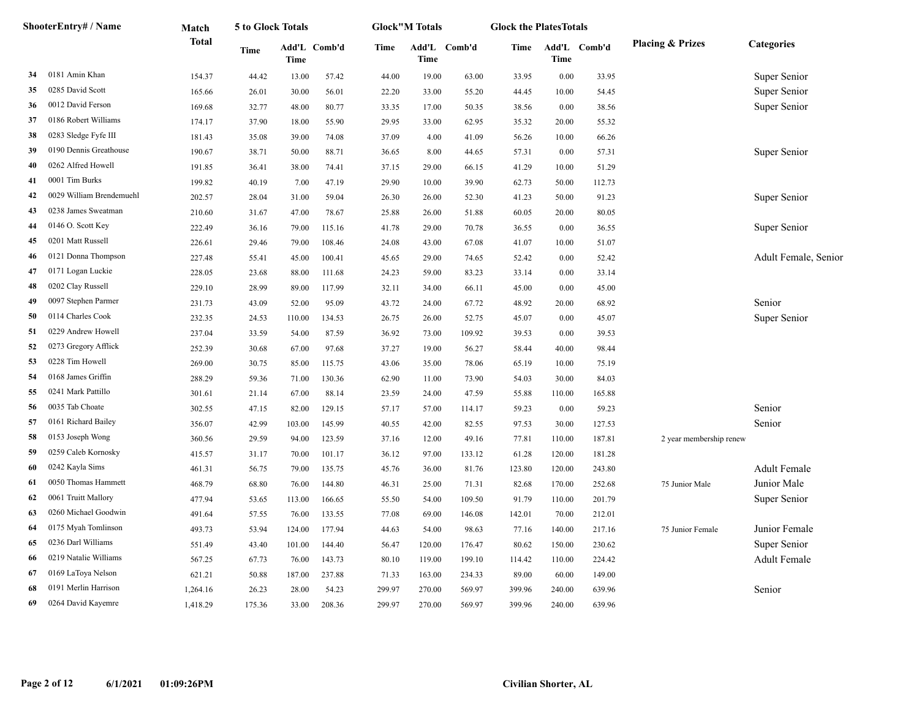| | ShooterEntry# / Name | Match Total | 5 to Glock Totals | | | Glock"M Totals | | | Glock the PlatesTotals | | | Placing & Prizes | Categories |
|---|---|---|---|---|---|---|---|---|---|---|---|---|---|
| | | | Time | Add'L Time | Comb'd | Time | Add'L Time | Comb'd | Time | Add'L Time | Comb'd | | |
| 34 | 0181 Amin Khan | 154.37 | 44.42 | 13.00 | 57.42 | 44.00 | 19.00 | 63.00 | 33.95 | 0.00 | 33.95 | | Super Senior |
| 35 | 0285 David Scott | 165.66 | 26.01 | 30.00 | 56.01 | 22.20 | 33.00 | 55.20 | 44.45 | 10.00 | 54.45 | | Super Senior |
| 36 | 0012 David Ferson | 169.68 | 32.77 | 48.00 | 80.77 | 33.35 | 17.00 | 50.35 | 38.56 | 0.00 | 38.56 | | Super Senior |
| 37 | 0186 Robert Williams | 174.17 | 37.90 | 18.00 | 55.90 | 29.95 | 33.00 | 62.95 | 35.32 | 20.00 | 55.32 | | |
| 38 | 0283 Sledge Fyfe III | 181.43 | 35.08 | 39.00 | 74.08 | 37.09 | 4.00 | 41.09 | 56.26 | 10.00 | 66.26 | | |
| 39 | 0190 Dennis Greathouse | 190.67 | 38.71 | 50.00 | 88.71 | 36.65 | 8.00 | 44.65 | 57.31 | 0.00 | 57.31 | | Super Senior |
| 40 | 0262 Alfred Howell | 191.85 | 36.41 | 38.00 | 74.41 | 37.15 | 29.00 | 66.15 | 41.29 | 10.00 | 51.29 | | |
| 41 | 0001 Tim Burks | 199.82 | 40.19 | 7.00 | 47.19 | 29.90 | 10.00 | 39.90 | 62.73 | 50.00 | 112.73 | | |
| 42 | 0029 William Brendemuehl | 202.57 | 28.04 | 31.00 | 59.04 | 26.30 | 26.00 | 52.30 | 41.23 | 50.00 | 91.23 | | Super Senior |
| 43 | 0238 James Sweatman | 210.60 | 31.67 | 47.00 | 78.67 | 25.88 | 26.00 | 51.88 | 60.05 | 20.00 | 80.05 | | |
| 44 | 0146 O. Scott Key | 222.49 | 36.16 | 79.00 | 115.16 | 41.78 | 29.00 | 70.78 | 36.55 | 0.00 | 36.55 | | Super Senior |
| 45 | 0201 Matt Russell | 226.61 | 29.46 | 79.00 | 108.46 | 24.08 | 43.00 | 67.08 | 41.07 | 10.00 | 51.07 | | |
| 46 | 0121 Donna Thompson | 227.48 | 55.41 | 45.00 | 100.41 | 45.65 | 29.00 | 74.65 | 52.42 | 0.00 | 52.42 | | Adult Female, Senior |
| 47 | 0171 Logan Luckie | 228.05 | 23.68 | 88.00 | 111.68 | 24.23 | 59.00 | 83.23 | 33.14 | 0.00 | 33.14 | | |
| 48 | 0202 Clay Russell | 229.10 | 28.99 | 89.00 | 117.99 | 32.11 | 34.00 | 66.11 | 45.00 | 0.00 | 45.00 | | |
| 49 | 0097 Stephen Parmer | 231.73 | 43.09 | 52.00 | 95.09 | 43.72 | 24.00 | 67.72 | 48.92 | 20.00 | 68.92 | | Senior |
| 50 | 0114 Charles Cook | 232.35 | 24.53 | 110.00 | 134.53 | 26.75 | 26.00 | 52.75 | 45.07 | 0.00 | 45.07 | | Super Senior |
| 51 | 0229 Andrew Howell | 237.04 | 33.59 | 54.00 | 87.59 | 36.92 | 73.00 | 109.92 | 39.53 | 0.00 | 39.53 | | |
| 52 | 0273 Gregory Afflick | 252.39 | 30.68 | 67.00 | 97.68 | 37.27 | 19.00 | 56.27 | 58.44 | 40.00 | 98.44 | | |
| 53 | 0228 Tim Howell | 269.00 | 30.75 | 85.00 | 115.75 | 43.06 | 35.00 | 78.06 | 65.19 | 10.00 | 75.19 | | |
| 54 | 0168 James Griffin | 288.29 | 59.36 | 71.00 | 130.36 | 62.90 | 11.00 | 73.90 | 54.03 | 30.00 | 84.03 | | |
| 55 | 0241 Mark Pattillo | 301.61 | 21.14 | 67.00 | 88.14 | 23.59 | 24.00 | 47.59 | 55.88 | 110.00 | 165.88 | | |
| 56 | 0035 Tab Choate | 302.55 | 47.15 | 82.00 | 129.15 | 57.17 | 57.00 | 114.17 | 59.23 | 0.00 | 59.23 | | Senior |
| 57 | 0161 Richard Bailey | 356.07 | 42.99 | 103.00 | 145.99 | 40.55 | 42.00 | 82.55 | 97.53 | 30.00 | 127.53 | | Senior |
| 58 | 0153 Joseph Wong | 360.56 | 29.59 | 94.00 | 123.59 | 37.16 | 12.00 | 49.16 | 77.81 | 110.00 | 187.81 | 2 year membership renew | |
| 59 | 0259 Caleb Kornosky | 415.57 | 31.17 | 70.00 | 101.17 | 36.12 | 97.00 | 133.12 | 61.28 | 120.00 | 181.28 | | |
| 60 | 0242 Kayla Sims | 461.31 | 56.75 | 79.00 | 135.75 | 45.76 | 36.00 | 81.76 | 123.80 | 120.00 | 243.80 | | Adult Female |
| 61 | 0050 Thomas Hammett | 468.79 | 68.80 | 76.00 | 144.80 | 46.31 | 25.00 | 71.31 | 82.68 | 170.00 | 252.68 | 75 Junior Male | Junior Male |
| 62 | 0061 Truitt Mallory | 477.94 | 53.65 | 113.00 | 166.65 | 55.50 | 54.00 | 109.50 | 91.79 | 110.00 | 201.79 | | Super Senior |
| 63 | 0260 Michael Goodwin | 491.64 | 57.55 | 76.00 | 133.55 | 77.08 | 69.00 | 146.08 | 142.01 | 70.00 | 212.01 | | |
| 64 | 0175 Myah Tomlinson | 493.73 | 53.94 | 124.00 | 177.94 | 44.63 | 54.00 | 98.63 | 77.16 | 140.00 | 217.16 | 75 Junior Female | Junior Female |
| 65 | 0236 Darl Williams | 551.49 | 43.40 | 101.00 | 144.40 | 56.47 | 120.00 | 176.47 | 80.62 | 150.00 | 230.62 | | Super Senior |
| 66 | 0219 Natalie Williams | 567.25 | 67.73 | 76.00 | 143.73 | 80.10 | 119.00 | 199.10 | 114.42 | 110.00 | 224.42 | | Adult Female |
| 67 | 0169 LaToya Nelson | 621.21 | 50.88 | 187.00 | 237.88 | 71.33 | 163.00 | 234.33 | 89.00 | 60.00 | 149.00 | | |
| 68 | 0191 Merlin Harrison | 1,264.16 | 26.23 | 28.00 | 54.23 | 299.97 | 270.00 | 569.97 | 399.96 | 240.00 | 639.96 | | Senior |
| 69 | 0264 David Kayemre | 1,418.29 | 175.36 | 33.00 | 208.36 | 299.97 | 270.00 | 569.97 | 399.96 | 240.00 | 639.96 | | |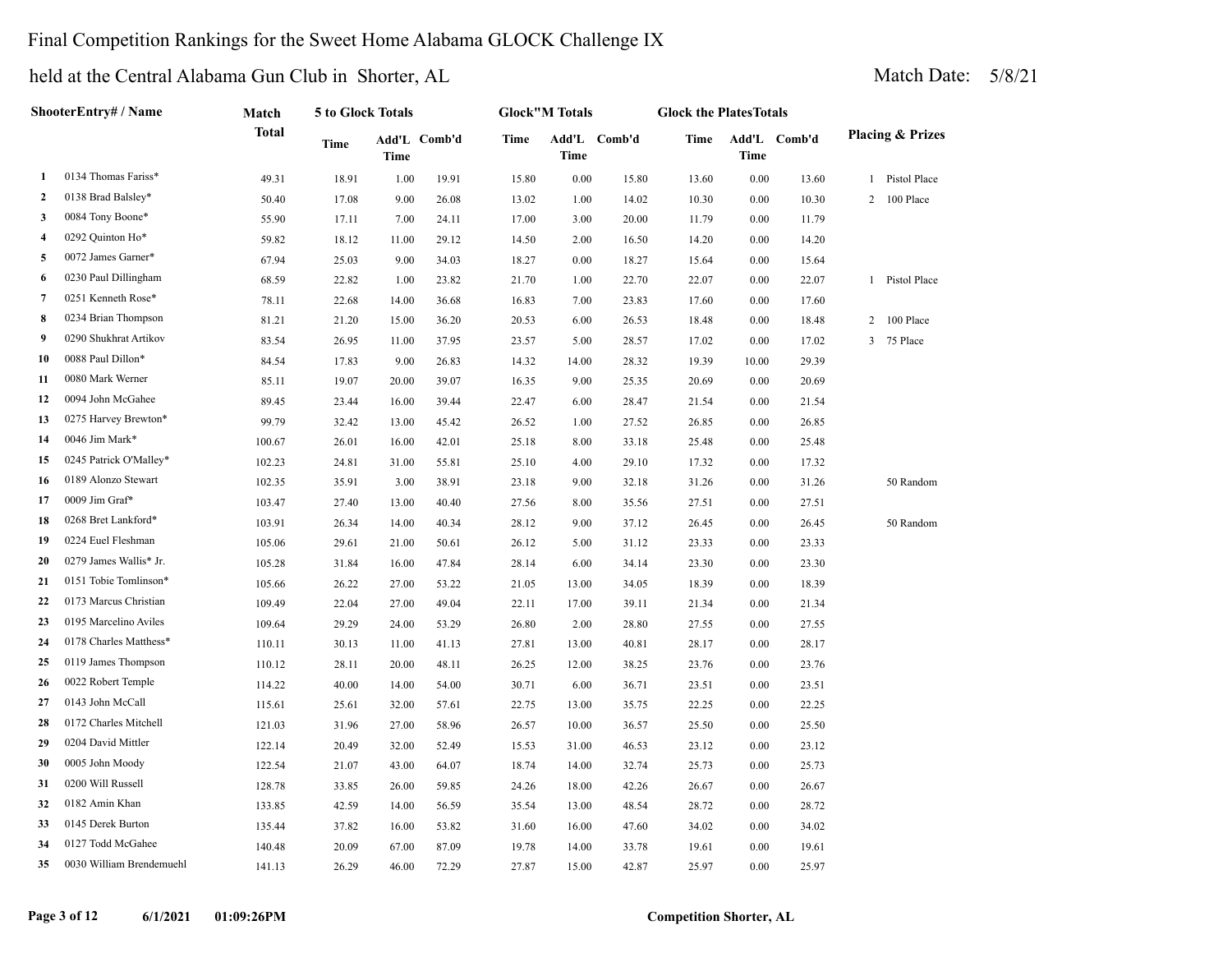Final Competition Rankings for the Sweet Home Alabama GLOCK Challenge IX

held at the Central Alabama Gun Club in Shorter, AL

Match Date: 5/8/21

| | ShooterEntry# / Name | Match Total | 5 to Glock Totals | | | Glock"M Totals | | | Glock the PlatesTotals | | | Placing & Prizes |
|---|---|---|---|---|---|---|---|---|---|---|---|---|
| | | | Time | Add'L Time | Comb'd | Time | Add'L Time | Comb'd | Time | Add'L Time | Comb'd | |
| 1 | 0134 Thomas Fariss* | 49.31 | 18.91 | 1.00 | 19.91 | 15.80 | 0.00 | 15.80 | 13.60 | 0.00 | 13.60 | 1 Pistol Place |
| 2 | 0138 Brad Balsley* | 50.40 | 17.08 | 9.00 | 26.08 | 13.02 | 1.00 | 14.02 | 10.30 | 0.00 | 10.30 | 2 100 Place |
| 3 | 0084 Tony Boone* | 55.90 | 17.11 | 7.00 | 24.11 | 17.00 | 3.00 | 20.00 | 11.79 | 0.00 | 11.79 | |
| 4 | 0292 Quinton Ho* | 59.82 | 18.12 | 11.00 | 29.12 | 14.50 | 2.00 | 16.50 | 14.20 | 0.00 | 14.20 | |
| 5 | 0072 James Garner* | 67.94 | 25.03 | 9.00 | 34.03 | 18.27 | 0.00 | 18.27 | 15.64 | 0.00 | 15.64 | |
| 6 | 0230 Paul Dillingham | 68.59 | 22.82 | 1.00 | 23.82 | 21.70 | 1.00 | 22.70 | 22.07 | 0.00 | 22.07 | 1 Pistol Place |
| 7 | 0251 Kenneth Rose* | 78.11 | 22.68 | 14.00 | 36.68 | 16.83 | 7.00 | 23.83 | 17.60 | 0.00 | 17.60 | |
| 8 | 0234 Brian Thompson | 81.21 | 21.20 | 15.00 | 36.20 | 20.53 | 6.00 | 26.53 | 18.48 | 0.00 | 18.48 | 2 100 Place |
| 9 | 0290 Shukhrat Artikov | 83.54 | 26.95 | 11.00 | 37.95 | 23.57 | 5.00 | 28.57 | 17.02 | 0.00 | 17.02 | 3 75 Place |
| 10 | 0088 Paul Dillon* | 84.54 | 17.83 | 9.00 | 26.83 | 14.32 | 14.00 | 28.32 | 19.39 | 10.00 | 29.39 | |
| 11 | 0080 Mark Werner | 85.11 | 19.07 | 20.00 | 39.07 | 16.35 | 9.00 | 25.35 | 20.69 | 0.00 | 20.69 | |
| 12 | 0094 John McGahee | 89.45 | 23.44 | 16.00 | 39.44 | 22.47 | 6.00 | 28.47 | 21.54 | 0.00 | 21.54 | |
| 13 | 0275 Harvey Brewton* | 99.79 | 32.42 | 13.00 | 45.42 | 26.52 | 1.00 | 27.52 | 26.85 | 0.00 | 26.85 | |
| 14 | 0046 Jim Mark* | 100.67 | 26.01 | 16.00 | 42.01 | 25.18 | 8.00 | 33.18 | 25.48 | 0.00 | 25.48 | |
| 15 | 0245 Patrick O'Malley* | 102.23 | 24.81 | 31.00 | 55.81 | 25.10 | 4.00 | 29.10 | 17.32 | 0.00 | 17.32 | |
| 16 | 0189 Alonzo Stewart | 102.35 | 35.91 | 3.00 | 38.91 | 23.18 | 9.00 | 32.18 | 31.26 | 0.00 | 31.26 | 50 Random |
| 17 | 0009 Jim Graf* | 103.47 | 27.40 | 13.00 | 40.40 | 27.56 | 8.00 | 35.56 | 27.51 | 0.00 | 27.51 | |
| 18 | 0268 Bret Lankford* | 103.91 | 26.34 | 14.00 | 40.34 | 28.12 | 9.00 | 37.12 | 26.45 | 0.00 | 26.45 | 50 Random |
| 19 | 0224 Euel Fleshman | 105.06 | 29.61 | 21.00 | 50.61 | 26.12 | 5.00 | 31.12 | 23.33 | 0.00 | 23.33 | |
| 20 | 0279 James Wallis* Jr. | 105.28 | 31.84 | 16.00 | 47.84 | 28.14 | 6.00 | 34.14 | 23.30 | 0.00 | 23.30 | |
| 21 | 0151 Tobie Tomlinson* | 105.66 | 26.22 | 27.00 | 53.22 | 21.05 | 13.00 | 34.05 | 18.39 | 0.00 | 18.39 | |
| 22 | 0173 Marcus Christian | 109.49 | 22.04 | 27.00 | 49.04 | 22.11 | 17.00 | 39.11 | 21.34 | 0.00 | 21.34 | |
| 23 | 0195 Marcelino Aviles | 109.64 | 29.29 | 24.00 | 53.29 | 26.80 | 2.00 | 28.80 | 27.55 | 0.00 | 27.55 | |
| 24 | 0178 Charles Matthess* | 110.11 | 30.13 | 11.00 | 41.13 | 27.81 | 13.00 | 40.81 | 28.17 | 0.00 | 28.17 | |
| 25 | 0119 James Thompson | 110.12 | 28.11 | 20.00 | 48.11 | 26.25 | 12.00 | 38.25 | 23.76 | 0.00 | 23.76 | |
| 26 | 0022 Robert Temple | 114.22 | 40.00 | 14.00 | 54.00 | 30.71 | 6.00 | 36.71 | 23.51 | 0.00 | 23.51 | |
| 27 | 0143 John McCall | 115.61 | 25.61 | 32.00 | 57.61 | 22.75 | 13.00 | 35.75 | 22.25 | 0.00 | 22.25 | |
| 28 | 0172 Charles Mitchell | 121.03 | 31.96 | 27.00 | 58.96 | 26.57 | 10.00 | 36.57 | 25.50 | 0.00 | 25.50 | |
| 29 | 0204 David Mittler | 122.14 | 20.49 | 32.00 | 52.49 | 15.53 | 31.00 | 46.53 | 23.12 | 0.00 | 23.12 | |
| 30 | 0005 John Moody | 122.54 | 21.07 | 43.00 | 64.07 | 18.74 | 14.00 | 32.74 | 25.73 | 0.00 | 25.73 | |
| 31 | 0200 Will Russell | 128.78 | 33.85 | 26.00 | 59.85 | 24.26 | 18.00 | 42.26 | 26.67 | 0.00 | 26.67 | |
| 32 | 0182 Amin Khan | 133.85 | 42.59 | 14.00 | 56.59 | 35.54 | 13.00 | 48.54 | 28.72 | 0.00 | 28.72 | |
| 33 | 0145 Derek Burton | 135.44 | 37.82 | 16.00 | 53.82 | 31.60 | 16.00 | 47.60 | 34.02 | 0.00 | 34.02 | |
| 34 | 0127 Todd McGahee | 140.48 | 20.09 | 67.00 | 87.09 | 19.78 | 14.00 | 33.78 | 19.61 | 0.00 | 19.61 | |
| 35 | 0030 William Brendemuehl | 141.13 | 26.29 | 46.00 | 72.29 | 27.87 | 15.00 | 42.87 | 25.97 | 0.00 | 25.97 | |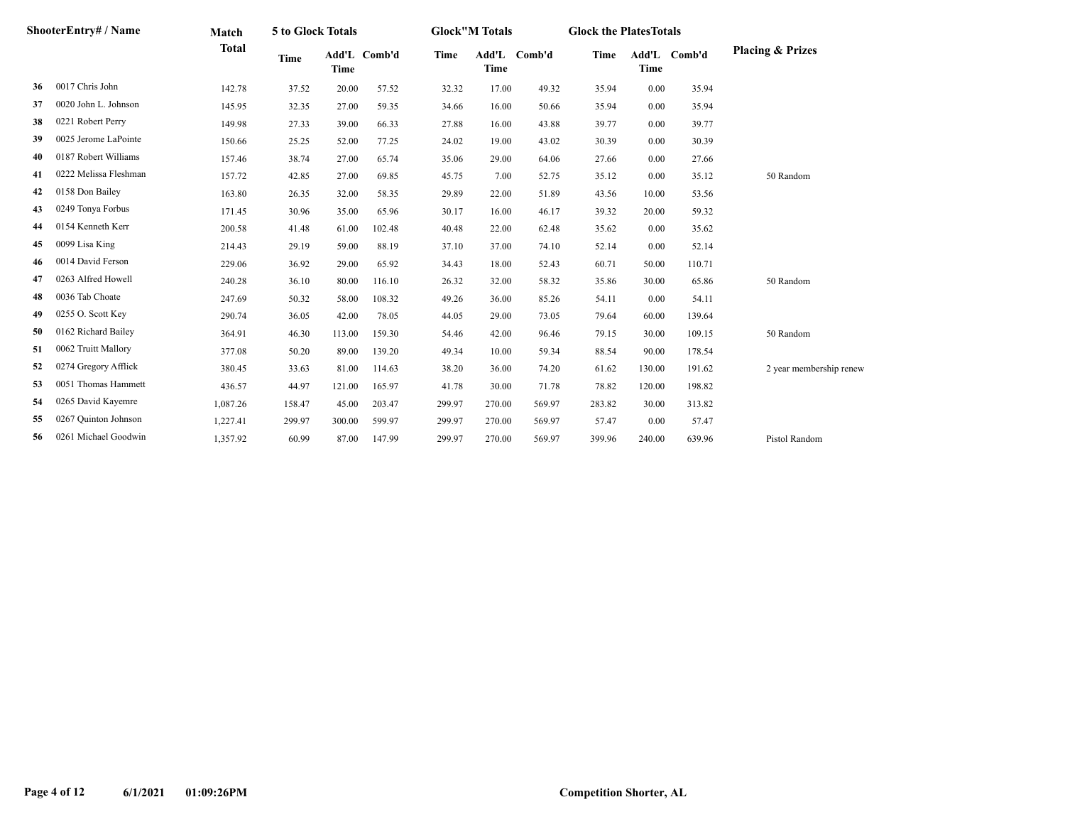| | ShooterEntry# / Name | Match Total | 5 to Glock Totals Time | Add'L Time | Comb'd | Glock"M Totals Time | Add'L Time | Comb'd | Glock the PlatesTotals Time | Add'L Time | Comb'd | Placing & Prizes |
|---|---|---|---|---|---|---|---|---|---|---|---|---|
| 36 | 0017 Chris John | 142.78 | 37.52 | 20.00 | 57.52 | 32.32 | 17.00 | 49.32 | 35.94 | 0.00 | 35.94 | |
| 37 | 0020 John L. Johnson | 145.95 | 32.35 | 27.00 | 59.35 | 34.66 | 16.00 | 50.66 | 35.94 | 0.00 | 35.94 | |
| 38 | 0221 Robert Perry | 149.98 | 27.33 | 39.00 | 66.33 | 27.88 | 16.00 | 43.88 | 39.77 | 0.00 | 39.77 | |
| 39 | 0025 Jerome LaPointe | 150.66 | 25.25 | 52.00 | 77.25 | 24.02 | 19.00 | 43.02 | 30.39 | 0.00 | 30.39 | |
| 40 | 0187 Robert Williams | 157.46 | 38.74 | 27.00 | 65.74 | 35.06 | 29.00 | 64.06 | 27.66 | 0.00 | 27.66 | |
| 41 | 0222 Melissa Fleshman | 157.72 | 42.85 | 27.00 | 69.85 | 45.75 | 7.00 | 52.75 | 35.12 | 0.00 | 35.12 | 50 Random |
| 42 | 0158 Don Bailey | 163.80 | 26.35 | 32.00 | 58.35 | 29.89 | 22.00 | 51.89 | 43.56 | 10.00 | 53.56 | |
| 43 | 0249 Tonya Forbus | 171.45 | 30.96 | 35.00 | 65.96 | 30.17 | 16.00 | 46.17 | 39.32 | 20.00 | 59.32 | |
| 44 | 0154 Kenneth Kerr | 200.58 | 41.48 | 61.00 | 102.48 | 40.48 | 22.00 | 62.48 | 35.62 | 0.00 | 35.62 | |
| 45 | 0099 Lisa King | 214.43 | 29.19 | 59.00 | 88.19 | 37.10 | 37.00 | 74.10 | 52.14 | 0.00 | 52.14 | |
| 46 | 0014 David Ferson | 229.06 | 36.92 | 29.00 | 65.92 | 34.43 | 18.00 | 52.43 | 60.71 | 50.00 | 110.71 | |
| 47 | 0263 Alfred Howell | 240.28 | 36.10 | 80.00 | 116.10 | 26.32 | 32.00 | 58.32 | 35.86 | 30.00 | 65.86 | 50 Random |
| 48 | 0036 Tab Choate | 247.69 | 50.32 | 58.00 | 108.32 | 49.26 | 36.00 | 85.26 | 54.11 | 0.00 | 54.11 | |
| 49 | 0255 O. Scott Key | 290.74 | 36.05 | 42.00 | 78.05 | 44.05 | 29.00 | 73.05 | 79.64 | 60.00 | 139.64 | |
| 50 | 0162 Richard Bailey | 364.91 | 46.30 | 113.00 | 159.30 | 54.46 | 42.00 | 96.46 | 79.15 | 30.00 | 109.15 | 50 Random |
| 51 | 0062 Truitt Mallory | 377.08 | 50.20 | 89.00 | 139.20 | 49.34 | 10.00 | 59.34 | 88.54 | 90.00 | 178.54 | |
| 52 | 0274 Gregory Afflick | 380.45 | 33.63 | 81.00 | 114.63 | 38.20 | 36.00 | 74.20 | 61.62 | 130.00 | 191.62 | 2 year membership renew |
| 53 | 0051 Thomas Hammett | 436.57 | 44.97 | 121.00 | 165.97 | 41.78 | 30.00 | 71.78 | 78.82 | 120.00 | 198.82 | |
| 54 | 0265 David Kayemre | 1,087.26 | 158.47 | 45.00 | 203.47 | 299.97 | 270.00 | 569.97 | 283.82 | 30.00 | 313.82 | |
| 55 | 0267 Quinton Johnson | 1,227.41 | 299.97 | 300.00 | 599.97 | 299.97 | 270.00 | 569.97 | 57.47 | 0.00 | 57.47 | |
| 56 | 0261 Michael Goodwin | 1,357.92 | 60.99 | 87.00 | 147.99 | 299.97 | 270.00 | 569.97 | 399.96 | 240.00 | 639.96 | Pistol Random |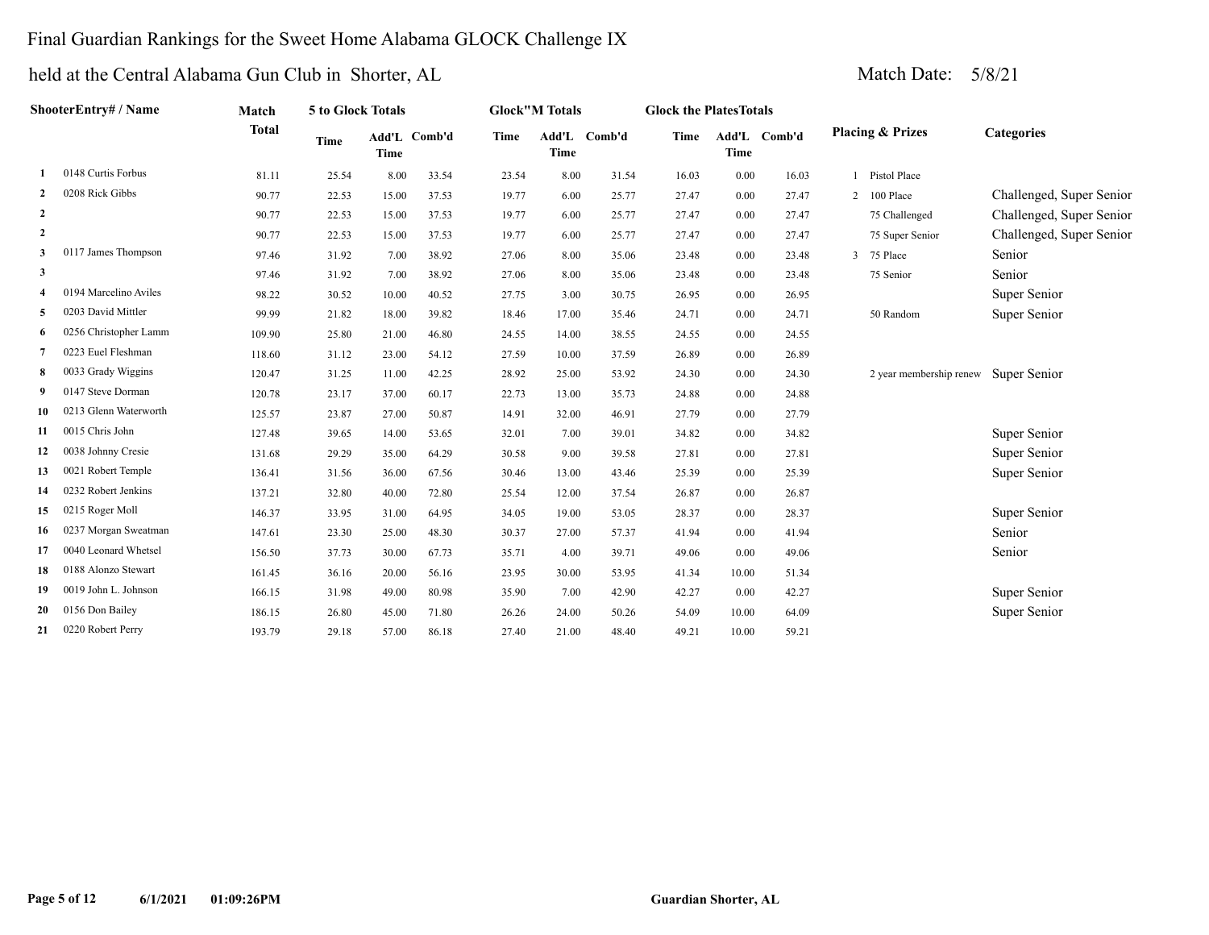# Final Guardian Rankings for the Sweet Home Alabama GLOCK Challenge IX

## held at the Central Alabama Gun Club in Shorter, AL

Match Date: 5/8/21

| | ShooterEntry# / Name | Match Total | 5 to Glock Totals | | | Glock"M Totals | | | Glock the PlatesTotals | | | Placing & Prizes | | Categories |
|---|---|---|---|---|---|---|---|---|---|---|---|---|---|---|
| | | | Time | Add'L Time | Comb'd | Time | Add'L Time | Comb'd | Time | Add'L Time | Comb'd | | | |
| 1 | 0148 Curtis Forbus | 81.11 | 25.54 | 8.00 | 33.54 | 23.54 | 8.00 | 31.54 | 16.03 | 0.00 | 16.03 | 1 | Pistol Place | |
| 2 | 0208 Rick Gibbs | 90.77 | 22.53 | 15.00 | 37.53 | 19.77 | 6.00 | 25.77 | 27.47 | 0.00 | 27.47 | 2 | 100 Place | Challenged, Super Senior |
| 2 | | 90.77 | 22.53 | 15.00 | 37.53 | 19.77 | 6.00 | 25.77 | 27.47 | 0.00 | 27.47 | | 75 Challenged | Challenged, Super Senior |
| 2 | | 90.77 | 22.53 | 15.00 | 37.53 | 19.77 | 6.00 | 25.77 | 27.47 | 0.00 | 27.47 | | 75 Super Senior | Challenged, Super Senior |
| 3 | 0117 James Thompson | 97.46 | 31.92 | 7.00 | 38.92 | 27.06 | 8.00 | 35.06 | 23.48 | 0.00 | 23.48 | 3 | 75 Place | Senior |
| 3 | | 97.46 | 31.92 | 7.00 | 38.92 | 27.06 | 8.00 | 35.06 | 23.48 | 0.00 | 23.48 | | 75 Senior | Senior |
| 4 | 0194 Marcelino Aviles | 98.22 | 30.52 | 10.00 | 40.52 | 27.75 | 3.00 | 30.75 | 26.95 | 0.00 | 26.95 | | | Super Senior |
| 5 | 0203 David Mittler | 99.99 | 21.82 | 18.00 | 39.82 | 18.46 | 17.00 | 35.46 | 24.71 | 0.00 | 24.71 | | 50 Random | Super Senior |
| 6 | 0256 Christopher Lamm | 109.90 | 25.80 | 21.00 | 46.80 | 24.55 | 14.00 | 38.55 | 24.55 | 0.00 | 24.55 | | | |
| 7 | 0223 Euel Fleshman | 118.60 | 31.12 | 23.00 | 54.12 | 27.59 | 10.00 | 37.59 | 26.89 | 0.00 | 26.89 | | | |
| 8 | 0033 Grady Wiggins | 120.47 | 31.25 | 11.00 | 42.25 | 28.92 | 25.00 | 53.92 | 24.30 | 0.00 | 24.30 | | 2 year membership renew | Super Senior |
| 9 | 0147 Steve Dorman | 120.78 | 23.17 | 37.00 | 60.17 | 22.73 | 13.00 | 35.73 | 24.88 | 0.00 | 24.88 | | | |
| 10 | 0213 Glenn Waterworth | 125.57 | 23.87 | 27.00 | 50.87 | 14.91 | 32.00 | 46.91 | 27.79 | 0.00 | 27.79 | | | |
| 11 | 0015 Chris John | 127.48 | 39.65 | 14.00 | 53.65 | 32.01 | 7.00 | 39.01 | 34.82 | 0.00 | 34.82 | | | Super Senior |
| 12 | 0038 Johnny Cresie | 131.68 | 29.29 | 35.00 | 64.29 | 30.58 | 9.00 | 39.58 | 27.81 | 0.00 | 27.81 | | | Super Senior |
| 13 | 0021 Robert Temple | 136.41 | 31.56 | 36.00 | 67.56 | 30.46 | 13.00 | 43.46 | 25.39 | 0.00 | 25.39 | | | Super Senior |
| 14 | 0232 Robert Jenkins | 137.21 | 32.80 | 40.00 | 72.80 | 25.54 | 12.00 | 37.54 | 26.87 | 0.00 | 26.87 | | | |
| 15 | 0215 Roger Moll | 146.37 | 33.95 | 31.00 | 64.95 | 34.05 | 19.00 | 53.05 | 28.37 | 0.00 | 28.37 | | | Super Senior |
| 16 | 0237 Morgan Sweatman | 147.61 | 23.30 | 25.00 | 48.30 | 30.37 | 27.00 | 57.37 | 41.94 | 0.00 | 41.94 | | | Senior |
| 17 | 0040 Leonard Whetsel | 156.50 | 37.73 | 30.00 | 67.73 | 35.71 | 4.00 | 39.71 | 49.06 | 0.00 | 49.06 | | | Senior |
| 18 | 0188 Alonzo Stewart | 161.45 | 36.16 | 20.00 | 56.16 | 23.95 | 30.00 | 53.95 | 41.34 | 10.00 | 51.34 | | | |
| 19 | 0019 John L. Johnson | 166.15 | 31.98 | 49.00 | 80.98 | 35.90 | 7.00 | 42.90 | 42.27 | 0.00 | 42.27 | | | Super Senior |
| 20 | 0156 Don Bailey | 186.15 | 26.80 | 45.00 | 71.80 | 26.26 | 24.00 | 50.26 | 54.09 | 10.00 | 64.09 | | | Super Senior |
| 21 | 0220 Robert Perry | 193.79 | 29.18 | 57.00 | 86.18 | 27.40 | 21.00 | 48.40 | 49.21 | 10.00 | 59.21 | | | |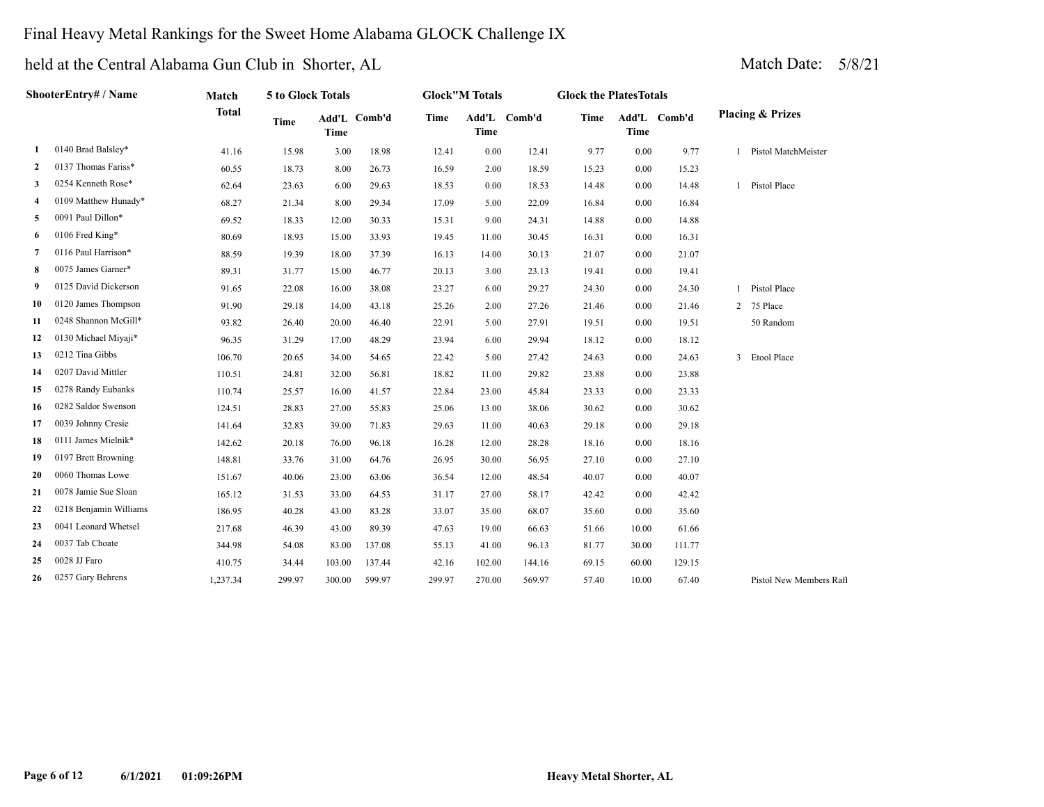# Final Heavy Metal Rankings for the Sweet Home Alabama GLOCK Challenge IX

## held at the Central Alabama Gun Club in Shorter, AL

Match Date: 5/8/21

| | ShooterEntry# / Name | Match Total | 5 to Glock Totals | | | Glock"M Totals | | | Glock the PlatesTotals | | | Placing & Prizes | |
|---|---|---|---|---|---|---|---|---|---|---|---|---|---|
| | | | Time | Add'L Time | Comb'd | Time | Add'L Time | Comb'd | Time | Add'L Time | Comb'd | | |
| 1 | 0140 Brad Balsley* | 41.16 | 15.98 | 3.00 | 18.98 | 12.41 | 0.00 | 12.41 | 9.77 | 0.00 | 9.77 | 1 | Pistol MatchMeister |
| 2 | 0137 Thomas Fariss* | 60.55 | 18.73 | 8.00 | 26.73 | 16.59 | 2.00 | 18.59 | 15.23 | 0.00 | 15.23 | | |
| 3 | 0254 Kenneth Rose* | 62.64 | 23.63 | 6.00 | 29.63 | 18.53 | 0.00 | 18.53 | 14.48 | 0.00 | 14.48 | 1 | Pistol Place |
| 4 | 0109 Matthew Hunady* | 68.27 | 21.34 | 8.00 | 29.34 | 17.09 | 5.00 | 22.09 | 16.84 | 0.00 | 16.84 | | |
| 5 | 0091 Paul Dillon* | 69.52 | 18.33 | 12.00 | 30.33 | 15.31 | 9.00 | 24.31 | 14.88 | 0.00 | 14.88 | | |
| 6 | 0106 Fred King* | 80.69 | 18.93 | 15.00 | 33.93 | 19.45 | 11.00 | 30.45 | 16.31 | 0.00 | 16.31 | | |
| 7 | 0116 Paul Harrison* | 88.59 | 19.39 | 18.00 | 37.39 | 16.13 | 14.00 | 30.13 | 21.07 | 0.00 | 21.07 | | |
| 8 | 0075 James Garner* | 89.31 | 31.77 | 15.00 | 46.77 | 20.13 | 3.00 | 23.13 | 19.41 | 0.00 | 19.41 | | |
| 9 | 0125 David Dickerson | 91.65 | 22.08 | 16.00 | 38.08 | 23.27 | 6.00 | 29.27 | 24.30 | 0.00 | 24.30 | 1 | Pistol Place |
| 10 | 0120 James Thompson | 91.90 | 29.18 | 14.00 | 43.18 | 25.26 | 2.00 | 27.26 | 21.46 | 0.00 | 21.46 | 2 | 75 Place |
| 11 | 0248 Shannon McGill* | 93.82 | 26.40 | 20.00 | 46.40 | 22.91 | 5.00 | 27.91 | 19.51 | 0.00 | 19.51 | | 50 Random |
| 12 | 0130 Michael Miyaji* | 96.35 | 31.29 | 17.00 | 48.29 | 23.94 | 6.00 | 29.94 | 18.12 | 0.00 | 18.12 | | |
| 13 | 0212 Tina Gibbs | 106.70 | 20.65 | 34.00 | 54.65 | 22.42 | 5.00 | 27.42 | 24.63 | 0.00 | 24.63 | 3 | Etool Place |
| 14 | 0207 David Mittler | 110.51 | 24.81 | 32.00 | 56.81 | 18.82 | 11.00 | 29.82 | 23.88 | 0.00 | 23.88 | | |
| 15 | 0278 Randy Eubanks | 110.74 | 25.57 | 16.00 | 41.57 | 22.84 | 23.00 | 45.84 | 23.33 | 0.00 | 23.33 | | |
| 16 | 0282 Saldor Swenson | 124.51 | 28.83 | 27.00 | 55.83 | 25.06 | 13.00 | 38.06 | 30.62 | 0.00 | 30.62 | | |
| 17 | 0039 Johnny Cresie | 141.64 | 32.83 | 39.00 | 71.83 | 29.63 | 11.00 | 40.63 | 29.18 | 0.00 | 29.18 | | |
| 18 | 0111 James Mielnik* | 142.62 | 20.18 | 76.00 | 96.18 | 16.28 | 12.00 | 28.28 | 18.16 | 0.00 | 18.16 | | |
| 19 | 0197 Brett Browning | 148.81 | 33.76 | 31.00 | 64.76 | 26.95 | 30.00 | 56.95 | 27.10 | 0.00 | 27.10 | | |
| 20 | 0060 Thomas Lowe | 151.67 | 40.06 | 23.00 | 63.06 | 36.54 | 12.00 | 48.54 | 40.07 | 0.00 | 40.07 | | |
| 21 | 0078 Jamie Sue Sloan | 165.12 | 31.53 | 33.00 | 64.53 | 31.17 | 27.00 | 58.17 | 42.42 | 0.00 | 42.42 | | |
| 22 | 0218 Benjamin Williams | 186.95 | 40.28 | 43.00 | 83.28 | 33.07 | 35.00 | 68.07 | 35.60 | 0.00 | 35.60 | | |
| 23 | 0041 Leonard Whetsel | 217.68 | 46.39 | 43.00 | 89.39 | 47.63 | 19.00 | 66.63 | 51.66 | 10.00 | 61.66 | | |
| 24 | 0037 Tab Choate | 344.98 | 54.08 | 83.00 | 137.08 | 55.13 | 41.00 | 96.13 | 81.77 | 30.00 | 111.77 | | |
| 25 | 0028 JJ Faro | 410.75 | 34.44 | 103.00 | 137.44 | 42.16 | 102.00 | 144.16 | 69.15 | 60.00 | 129.15 | | |
| 26 | 0257 Gary Behrens | 1,237.34 | 299.97 | 300.00 | 599.97 | 299.97 | 270.00 | 569.97 | 57.40 | 10.00 | 67.40 | | Pistol New Members Rafl |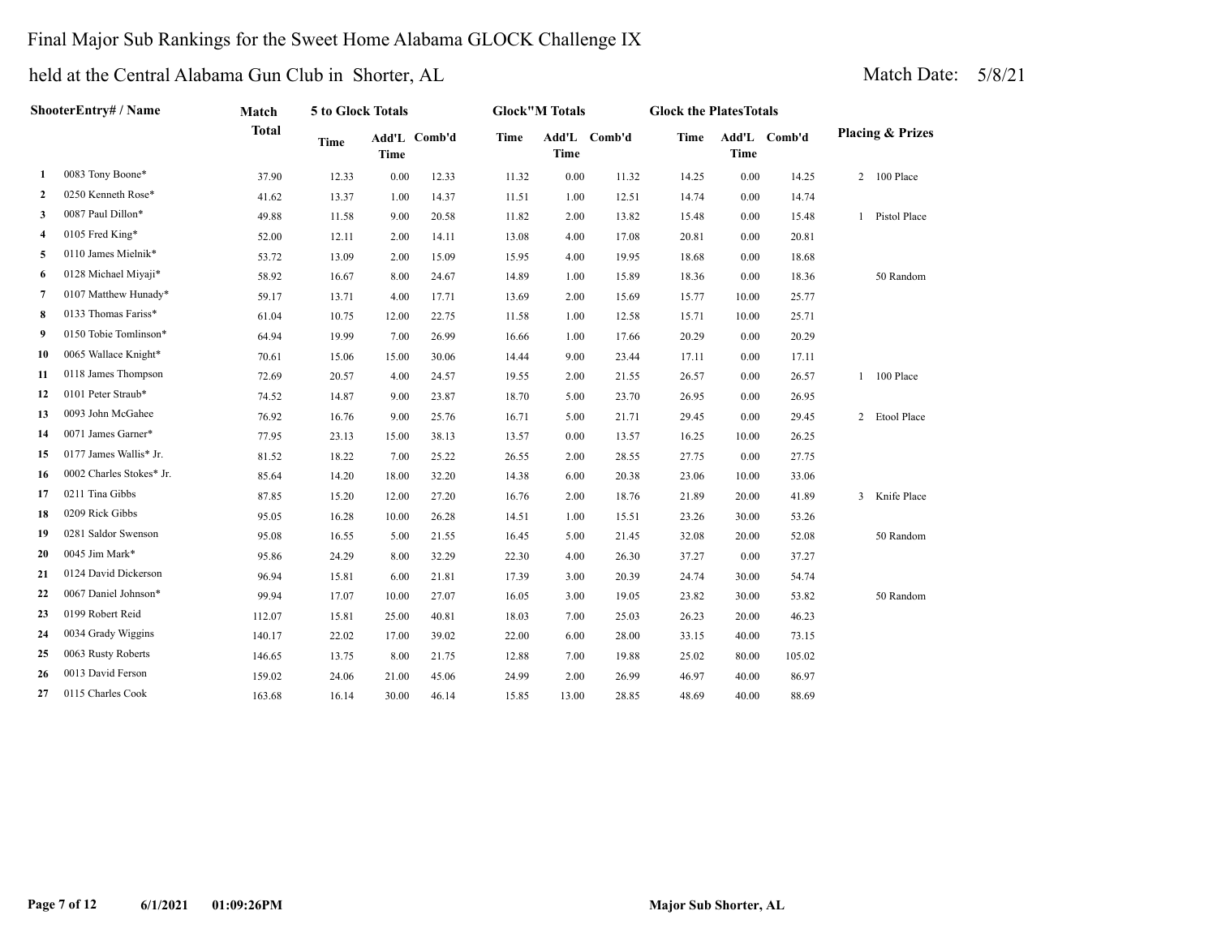# Final Major Sub Rankings for the Sweet Home Alabama GLOCK Challenge IX

## held at the Central Alabama Gun Club in Shorter, AL

Match Date: 5/8/21

| | ShooterEntry# / Name | Match Total | 5 to Glock Totals | | | Glock"M Totals | | | Glock the PlatesTotals | | | Placing & Prizes |
|---|---|---|---|---|---|---|---|---|---|---|---|---|
| | | | Time | Add'L Time | Comb'd | Time | Add'L Time | Comb'd | Time | Add'L Time | Comb'd | |
| 1 | 0083 Tony Boone* | 37.90 | 12.33 | 0.00 | 12.33 | 11.32 | 0.00 | 11.32 | 14.25 | 0.00 | 14.25 | 2 100 Place |
| 2 | 0250 Kenneth Rose* | 41.62 | 13.37 | 1.00 | 14.37 | 11.51 | 1.00 | 12.51 | 14.74 | 0.00 | 14.74 | |
| 3 | 0087 Paul Dillon* | 49.88 | 11.58 | 9.00 | 20.58 | 11.82 | 2.00 | 13.82 | 15.48 | 0.00 | 15.48 | 1 Pistol Place |
| 4 | 0105 Fred King* | 52.00 | 12.11 | 2.00 | 14.11 | 13.08 | 4.00 | 17.08 | 20.81 | 0.00 | 20.81 | |
| 5 | 0110 James Mielnik* | 53.72 | 13.09 | 2.00 | 15.09 | 15.95 | 4.00 | 19.95 | 18.68 | 0.00 | 18.68 | |
| 6 | 0128 Michael Miyaji* | 58.92 | 16.67 | 8.00 | 24.67 | 14.89 | 1.00 | 15.89 | 18.36 | 0.00 | 18.36 | 50 Random |
| 7 | 0107 Matthew Hunady* | 59.17 | 13.71 | 4.00 | 17.71 | 13.69 | 2.00 | 15.69 | 15.77 | 10.00 | 25.77 | |
| 8 | 0133 Thomas Fariss* | 61.04 | 10.75 | 12.00 | 22.75 | 11.58 | 1.00 | 12.58 | 15.71 | 10.00 | 25.71 | |
| 9 | 0150 Tobie Tomlinson* | 64.94 | 19.99 | 7.00 | 26.99 | 16.66 | 1.00 | 17.66 | 20.29 | 0.00 | 20.29 | |
| 10 | 0065 Wallace Knight* | 70.61 | 15.06 | 15.00 | 30.06 | 14.44 | 9.00 | 23.44 | 17.11 | 0.00 | 17.11 | |
| 11 | 0118 James Thompson | 72.69 | 20.57 | 4.00 | 24.57 | 19.55 | 2.00 | 21.55 | 26.57 | 0.00 | 26.57 | 1 100 Place |
| 12 | 0101 Peter Straub* | 74.52 | 14.87 | 9.00 | 23.87 | 18.70 | 5.00 | 23.70 | 26.95 | 0.00 | 26.95 | |
| 13 | 0093 John McGahee | 76.92 | 16.76 | 9.00 | 25.76 | 16.71 | 5.00 | 21.71 | 29.45 | 0.00 | 29.45 | 2 Etool Place |
| 14 | 0071 James Garner* | 77.95 | 23.13 | 15.00 | 38.13 | 13.57 | 0.00 | 13.57 | 16.25 | 10.00 | 26.25 | |
| 15 | 0177 James Wallis* Jr. | 81.52 | 18.22 | 7.00 | 25.22 | 26.55 | 2.00 | 28.55 | 27.75 | 0.00 | 27.75 | |
| 16 | 0002 Charles Stokes* Jr. | 85.64 | 14.20 | 18.00 | 32.20 | 14.38 | 6.00 | 20.38 | 23.06 | 10.00 | 33.06 | |
| 17 | 0211 Tina Gibbs | 87.85 | 15.20 | 12.00 | 27.20 | 16.76 | 2.00 | 18.76 | 21.89 | 20.00 | 41.89 | 3 Knife Place |
| 18 | 0209 Rick Gibbs | 95.05 | 16.28 | 10.00 | 26.28 | 14.51 | 1.00 | 15.51 | 23.26 | 30.00 | 53.26 | |
| 19 | 0281 Saldor Swenson | 95.08 | 16.55 | 5.00 | 21.55 | 16.45 | 5.00 | 21.45 | 32.08 | 20.00 | 52.08 | 50 Random |
| 20 | 0045 Jim Mark* | 95.86 | 24.29 | 8.00 | 32.29 | 22.30 | 4.00 | 26.30 | 37.27 | 0.00 | 37.27 | |
| 21 | 0124 David Dickerson | 96.94 | 15.81 | 6.00 | 21.81 | 17.39 | 3.00 | 20.39 | 24.74 | 30.00 | 54.74 | |
| 22 | 0067 Daniel Johnson* | 99.94 | 17.07 | 10.00 | 27.07 | 16.05 | 3.00 | 19.05 | 23.82 | 30.00 | 53.82 | 50 Random |
| 23 | 0199 Robert Reid | 112.07 | 15.81 | 25.00 | 40.81 | 18.03 | 7.00 | 25.03 | 26.23 | 20.00 | 46.23 | |
| 24 | 0034 Grady Wiggins | 140.17 | 22.02 | 17.00 | 39.02 | 22.00 | 6.00 | 28.00 | 33.15 | 40.00 | 73.15 | |
| 25 | 0063 Rusty Roberts | 146.65 | 13.75 | 8.00 | 21.75 | 12.88 | 7.00 | 19.88 | 25.02 | 80.00 | 105.02 | |
| 26 | 0013 David Ferson | 159.02 | 24.06 | 21.00 | 45.06 | 24.99 | 2.00 | 26.99 | 46.97 | 40.00 | 86.97 | |
| 27 | 0115 Charles Cook | 163.68 | 16.14 | 30.00 | 46.14 | 15.85 | 13.00 | 28.85 | 48.69 | 40.00 | 88.69 | |

6/1/2021 01:09:26PM Major Sub Shorter, AL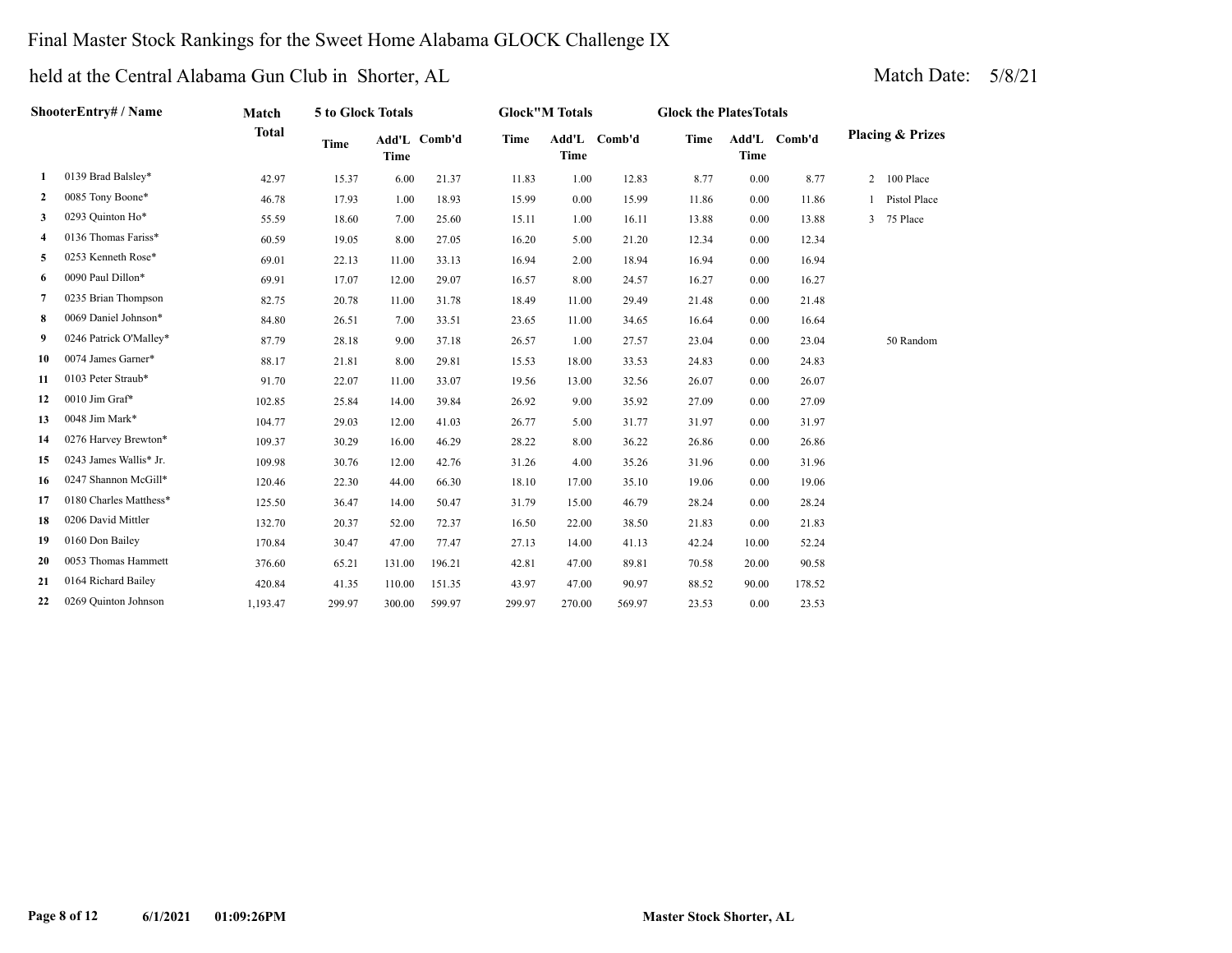# Final Master Stock Rankings for the Sweet Home Alabama GLOCK Challenge IX

## held at the Central Alabama Gun Club in Shorter, AL

Match Date: 5/8/21

| | ShooterEntry# / Name | Match Total | 5 to Glock Totals | | | Glock"M Totals | | | Glock the PlatesTotals | | | Placing & Prizes |
|---|---|---|---|---|---|---|---|---|---|---|---|---|
| | | | Time | Add'L Time | Comb'd | Time | Add'L Time | Comb'd | Time | Add'L Time | Comb'd | |
| 1 | 0139 Brad Balsley* | 42.97 | 15.37 | 6.00 | 21.37 | 11.83 | 1.00 | 12.83 | 8.77 | 0.00 | 8.77 | 2 100 Place |
| 2 | 0085 Tony Boone* | 46.78 | 17.93 | 1.00 | 18.93 | 15.99 | 0.00 | 15.99 | 11.86 | 0.00 | 11.86 | 1 Pistol Place |
| 3 | 0293 Quinton Ho* | 55.59 | 18.60 | 7.00 | 25.60 | 15.11 | 1.00 | 16.11 | 13.88 | 0.00 | 13.88 | 3 75 Place |
| 4 | 0136 Thomas Fariss* | 60.59 | 19.05 | 8.00 | 27.05 | 16.20 | 5.00 | 21.20 | 12.34 | 0.00 | 12.34 | |
| 5 | 0253 Kenneth Rose* | 69.01 | 22.13 | 11.00 | 33.13 | 16.94 | 2.00 | 18.94 | 16.94 | 0.00 | 16.94 | |
| 6 | 0090 Paul Dillon* | 69.91 | 17.07 | 12.00 | 29.07 | 16.57 | 8.00 | 24.57 | 16.27 | 0.00 | 16.27 | |
| 7 | 0235 Brian Thompson | 82.75 | 20.78 | 11.00 | 31.78 | 18.49 | 11.00 | 29.49 | 21.48 | 0.00 | 21.48 | |
| 8 | 0069 Daniel Johnson* | 84.80 | 26.51 | 7.00 | 33.51 | 23.65 | 11.00 | 34.65 | 16.64 | 0.00 | 16.64 | |
| 9 | 0246 Patrick O'Malley* | 87.79 | 28.18 | 9.00 | 37.18 | 26.57 | 1.00 | 27.57 | 23.04 | 0.00 | 23.04 | 50 Random |
| 10 | 0074 James Garner* | 88.17 | 21.81 | 8.00 | 29.81 | 15.53 | 18.00 | 33.53 | 24.83 | 0.00 | 24.83 | |
| 11 | 0103 Peter Straub* | 91.70 | 22.07 | 11.00 | 33.07 | 19.56 | 13.00 | 32.56 | 26.07 | 0.00 | 26.07 | |
| 12 | 0010 Jim Graf* | 102.85 | 25.84 | 14.00 | 39.84 | 26.92 | 9.00 | 35.92 | 27.09 | 0.00 | 27.09 | |
| 13 | 0048 Jim Mark* | 104.77 | 29.03 | 12.00 | 41.03 | 26.77 | 5.00 | 31.77 | 31.97 | 0.00 | 31.97 | |
| 14 | 0276 Harvey Brewton* | 109.37 | 30.29 | 16.00 | 46.29 | 28.22 | 8.00 | 36.22 | 26.86 | 0.00 | 26.86 | |
| 15 | 0243 James Wallis* Jr. | 109.98 | 30.76 | 12.00 | 42.76 | 31.26 | 4.00 | 35.26 | 31.96 | 0.00 | 31.96 | |
| 16 | 0247 Shannon McGill* | 120.46 | 22.30 | 44.00 | 66.30 | 18.10 | 17.00 | 35.10 | 19.06 | 0.00 | 19.06 | |
| 17 | 0180 Charles Matthess* | 125.50 | 36.47 | 14.00 | 50.47 | 31.79 | 15.00 | 46.79 | 28.24 | 0.00 | 28.24 | |
| 18 | 0206 David Mittler | 132.70 | 20.37 | 52.00 | 72.37 | 16.50 | 22.00 | 38.50 | 21.83 | 0.00 | 21.83 | |
| 19 | 0160 Don Bailey | 170.84 | 30.47 | 47.00 | 77.47 | 27.13 | 14.00 | 41.13 | 42.24 | 10.00 | 52.24 | |
| 20 | 0053 Thomas Hammett | 376.60 | 65.21 | 131.00 | 196.21 | 42.81 | 47.00 | 89.81 | 70.58 | 20.00 | 90.58 | |
| 21 | 0164 Richard Bailey | 420.84 | 41.35 | 110.00 | 151.35 | 43.97 | 47.00 | 90.97 | 88.52 | 90.00 | 178.52 | |
| 22 | 0269 Quinton Johnson | 1,193.47 | 299.97 | 300.00 | 599.97 | 299.97 | 270.00 | 569.97 | 23.53 | 0.00 | 23.53 | |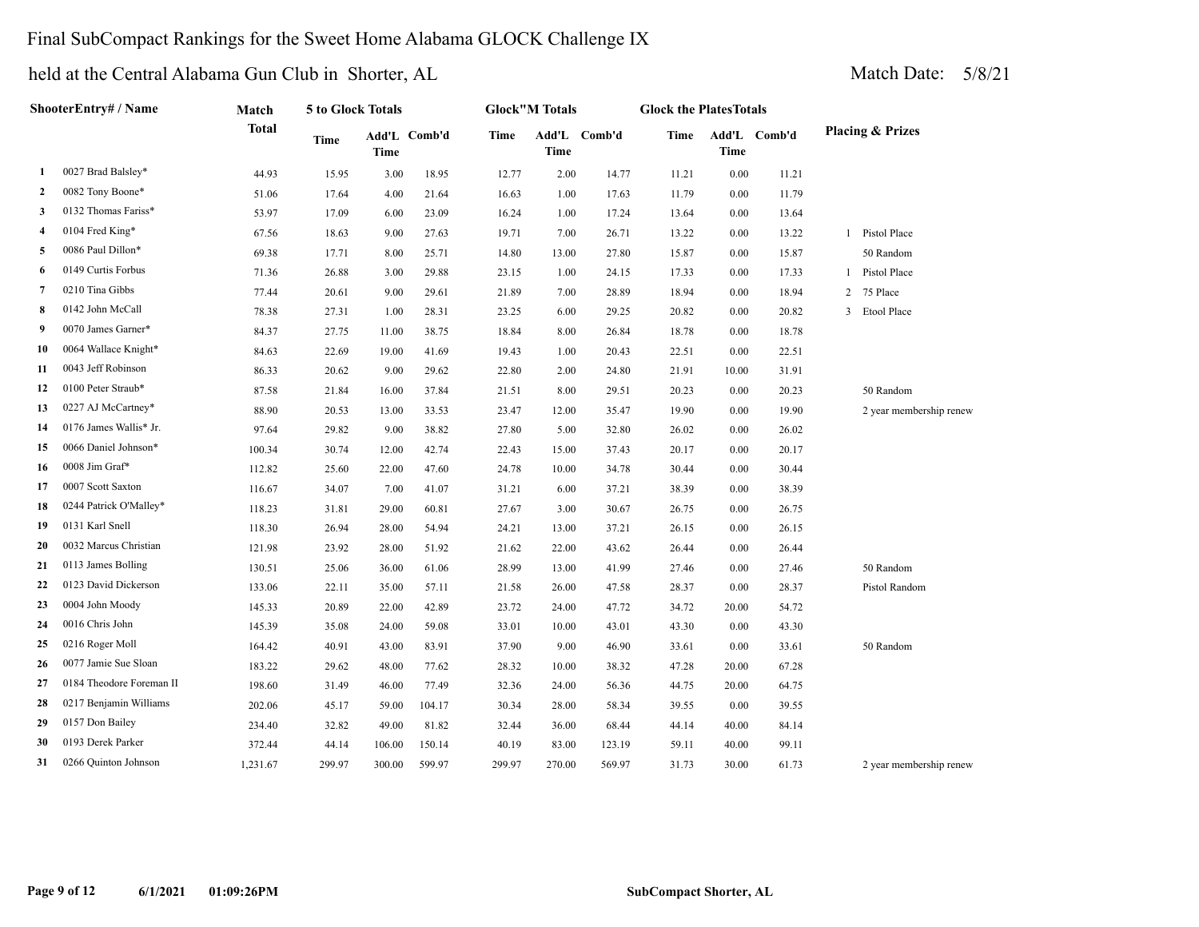# Final SubCompact Rankings for the Sweet Home Alabama GLOCK Challenge IX

## held at the Central Alabama Gun Club in Shorter, AL

Match Date: 5/8/21

| | ShooterEntry# / Name | Match Total | 5 to Glock Totals | | | Glock"M Totals | | | Glock the PlatesTotals | | | Placing & Prizes |
|---|---|---|---|---|---|---|---|---|---|---|---|---|
| | | | Time | Add'L Time | Comb'd | Time | Add'L Time | Comb'd | Time | Add'L Time | Comb'd | |
| 1 | 0027 Brad Balsley* | 44.93 | 15.95 | 3.00 | 18.95 | 12.77 | 2.00 | 14.77 | 11.21 | 0.00 | 11.21 | |
| 2 | 0082 Tony Boone* | 51.06 | 17.64 | 4.00 | 21.64 | 16.63 | 1.00 | 17.63 | 11.79 | 0.00 | 11.79 | |
| 3 | 0132 Thomas Fariss* | 53.97 | 17.09 | 6.00 | 23.09 | 16.24 | 1.00 | 17.24 | 13.64 | 0.00 | 13.64 | |
| 4 | 0104 Fred King* | 67.56 | 18.63 | 9.00 | 27.63 | 19.71 | 7.00 | 26.71 | 13.22 | 0.00 | 13.22 | 1 Pistol Place |
| 5 | 0086 Paul Dillon* | 69.38 | 17.71 | 8.00 | 25.71 | 14.80 | 13.00 | 27.80 | 15.87 | 0.00 | 15.87 | 50 Random |
| 6 | 0149 Curtis Forbus | 71.36 | 26.88 | 3.00 | 29.88 | 23.15 | 1.00 | 24.15 | 17.33 | 0.00 | 17.33 | 1 Pistol Place |
| 7 | 0210 Tina Gibbs | 77.44 | 20.61 | 9.00 | 29.61 | 21.89 | 7.00 | 28.89 | 18.94 | 0.00 | 18.94 | 2 75 Place |
| 8 | 0142 John McCall | 78.38 | 27.31 | 1.00 | 28.31 | 23.25 | 6.00 | 29.25 | 20.82 | 0.00 | 20.82 | 3 Etool Place |
| 9 | 0070 James Garner* | 84.37 | 27.75 | 11.00 | 38.75 | 18.84 | 8.00 | 26.84 | 18.78 | 0.00 | 18.78 | |
| 10 | 0064 Wallace Knight* | 84.63 | 22.69 | 19.00 | 41.69 | 19.43 | 1.00 | 20.43 | 22.51 | 0.00 | 22.51 | |
| 11 | 0043 Jeff Robinson | 86.33 | 20.62 | 9.00 | 29.62 | 22.80 | 2.00 | 24.80 | 21.91 | 10.00 | 31.91 | |
| 12 | 0100 Peter Straub* | 87.58 | 21.84 | 16.00 | 37.84 | 21.51 | 8.00 | 29.51 | 20.23 | 0.00 | 20.23 | 50 Random |
| 13 | 0227 AJ McCartney* | 88.90 | 20.53 | 13.00 | 33.53 | 23.47 | 12.00 | 35.47 | 19.90 | 0.00 | 19.90 | 2 year membership renew |
| 14 | 0176 James Wallis* Jr. | 97.64 | 29.82 | 9.00 | 38.82 | 27.80 | 5.00 | 32.80 | 26.02 | 0.00 | 26.02 | |
| 15 | 0066 Daniel Johnson* | 100.34 | 30.74 | 12.00 | 42.74 | 22.43 | 15.00 | 37.43 | 20.17 | 0.00 | 20.17 | |
| 16 | 0008 Jim Graf* | 112.82 | 25.60 | 22.00 | 47.60 | 24.78 | 10.00 | 34.78 | 30.44 | 0.00 | 30.44 | |
| 17 | 0007 Scott Saxton | 116.67 | 34.07 | 7.00 | 41.07 | 31.21 | 6.00 | 37.21 | 38.39 | 0.00 | 38.39 | |
| 18 | 0244 Patrick O'Malley* | 118.23 | 31.81 | 29.00 | 60.81 | 27.67 | 3.00 | 30.67 | 26.75 | 0.00 | 26.75 | |
| 19 | 0131 Karl Snell | 118.30 | 26.94 | 28.00 | 54.94 | 24.21 | 13.00 | 37.21 | 26.15 | 0.00 | 26.15 | |
| 20 | 0032 Marcus Christian | 121.98 | 23.92 | 28.00 | 51.92 | 21.62 | 22.00 | 43.62 | 26.44 | 0.00 | 26.44 | |
| 21 | 0113 James Bolling | 130.51 | 25.06 | 36.00 | 61.06 | 28.99 | 13.00 | 41.99 | 27.46 | 0.00 | 27.46 | 50 Random |
| 22 | 0123 David Dickerson | 133.06 | 22.11 | 35.00 | 57.11 | 21.58 | 26.00 | 47.58 | 28.37 | 0.00 | 28.37 | Pistol Random |
| 23 | 0004 John Moody | 145.33 | 20.89 | 22.00 | 42.89 | 23.72 | 24.00 | 47.72 | 34.72 | 20.00 | 54.72 | |
| 24 | 0016 Chris John | 145.39 | 35.08 | 24.00 | 59.08 | 33.01 | 10.00 | 43.01 | 43.30 | 0.00 | 43.30 | |
| 25 | 0216 Roger Moll | 164.42 | 40.91 | 43.00 | 83.91 | 37.90 | 9.00 | 46.90 | 33.61 | 0.00 | 33.61 | 50 Random |
| 26 | 0077 Jamie Sue Sloan | 183.22 | 29.62 | 48.00 | 77.62 | 28.32 | 10.00 | 38.32 | 47.28 | 20.00 | 67.28 | |
| 27 | 0184 Theodore Foreman II | 198.60 | 31.49 | 46.00 | 77.49 | 32.36 | 24.00 | 56.36 | 44.75 | 20.00 | 64.75 | |
| 28 | 0217 Benjamin Williams | 202.06 | 45.17 | 59.00 | 104.17 | 30.34 | 28.00 | 58.34 | 39.55 | 0.00 | 39.55 | |
| 29 | 0157 Don Bailey | 234.40 | 32.82 | 49.00 | 81.82 | 32.44 | 36.00 | 68.44 | 44.14 | 40.00 | 84.14 | |
| 30 | 0193 Derek Parker | 372.44 | 44.14 | 106.00 | 150.14 | 40.19 | 83.00 | 123.19 | 59.11 | 40.00 | 99.11 | |
| 31 | 0266 Quinton Johnson | 1,231.67 | 299.97 | 300.00 | 599.97 | 299.97 | 270.00 | 569.97 | 31.73 | 30.00 | 61.73 | 2 year membership renew |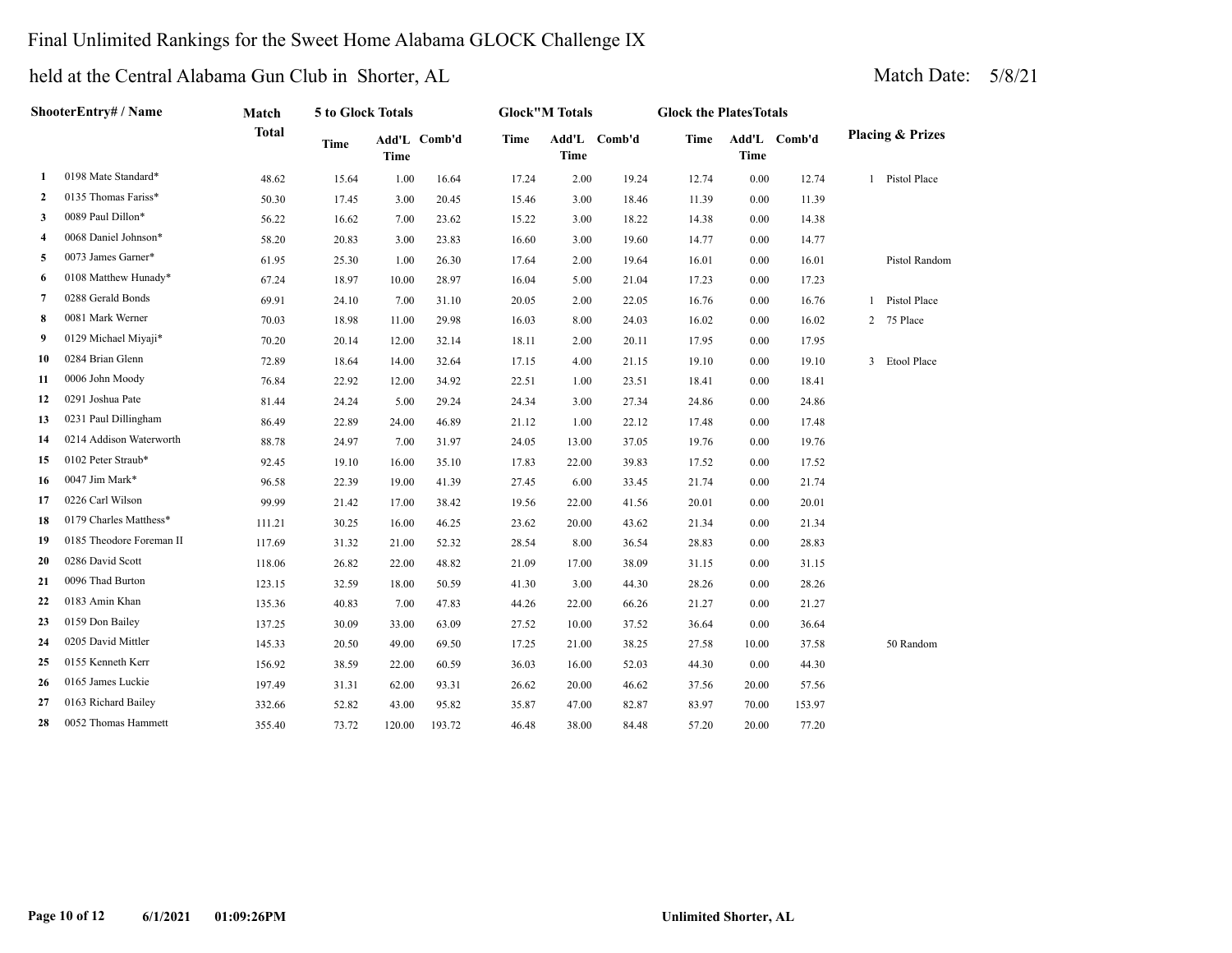# Final Unlimited Rankings for the Sweet Home Alabama GLOCK Challenge IX

## held at the Central Alabama Gun Club in Shorter, AL

Match Date: 5/8/21

| | ShooterEntry# / Name | Match Total | 5 to Glock Totals Time | Add'L Time | Comb'd | Glock"M Totals Time | Add'L Time | Comb'd | Glock the PlatesTotals Time | Add'L Time | Comb'd | Placing & Prizes |
|---|---|---|---|---|---|---|---|---|---|---|---|---|
| 1 | 0198 Mate Standard* | 48.62 | 15.64 | 1.00 | 16.64 | 17.24 | 2.00 | 19.24 | 12.74 | 0.00 | 12.74 | 1 Pistol Place |
| 2 | 0135 Thomas Fariss* | 50.30 | 17.45 | 3.00 | 20.45 | 15.46 | 3.00 | 18.46 | 11.39 | 0.00 | 11.39 | |
| 3 | 0089 Paul Dillon* | 56.22 | 16.62 | 7.00 | 23.62 | 15.22 | 3.00 | 18.22 | 14.38 | 0.00 | 14.38 | |
| 4 | 0068 Daniel Johnson* | 58.20 | 20.83 | 3.00 | 23.83 | 16.60 | 3.00 | 19.60 | 14.77 | 0.00 | 14.77 | |
| 5 | 0073 James Garner* | 61.95 | 25.30 | 1.00 | 26.30 | 17.64 | 2.00 | 19.64 | 16.01 | 0.00 | 16.01 | Pistol Random |
| 6 | 0108 Matthew Hunady* | 67.24 | 18.97 | 10.00 | 28.97 | 16.04 | 5.00 | 21.04 | 17.23 | 0.00 | 17.23 | |
| 7 | 0288 Gerald Bonds | 69.91 | 24.10 | 7.00 | 31.10 | 20.05 | 2.00 | 22.05 | 16.76 | 0.00 | 16.76 | 1 Pistol Place |
| 8 | 0081 Mark Werner | 70.03 | 18.98 | 11.00 | 29.98 | 16.03 | 8.00 | 24.03 | 16.02 | 0.00 | 16.02 | 2 75 Place |
| 9 | 0129 Michael Miyaji* | 70.20 | 20.14 | 12.00 | 32.14 | 18.11 | 2.00 | 20.11 | 17.95 | 0.00 | 17.95 | |
| 10 | 0284 Brian Glenn | 72.89 | 18.64 | 14.00 | 32.64 | 17.15 | 4.00 | 21.15 | 19.10 | 0.00 | 19.10 | 3 Etool Place |
| 11 | 0006 John Moody | 76.84 | 22.92 | 12.00 | 34.92 | 22.51 | 1.00 | 23.51 | 18.41 | 0.00 | 18.41 | |
| 12 | 0291 Joshua Pate | 81.44 | 24.24 | 5.00 | 29.24 | 24.34 | 3.00 | 27.34 | 24.86 | 0.00 | 24.86 | |
| 13 | 0231 Paul Dillingham | 86.49 | 22.89 | 24.00 | 46.89 | 21.12 | 1.00 | 22.12 | 17.48 | 0.00 | 17.48 | |
| 14 | 0214 Addison Waterworth | 88.78 | 24.97 | 7.00 | 31.97 | 24.05 | 13.00 | 37.05 | 19.76 | 0.00 | 19.76 | |
| 15 | 0102 Peter Straub* | 92.45 | 19.10 | 16.00 | 35.10 | 17.83 | 22.00 | 39.83 | 17.52 | 0.00 | 17.52 | |
| 16 | 0047 Jim Mark* | 96.58 | 22.39 | 19.00 | 41.39 | 27.45 | 6.00 | 33.45 | 21.74 | 0.00 | 21.74 | |
| 17 | 0226 Carl Wilson | 99.99 | 21.42 | 17.00 | 38.42 | 19.56 | 22.00 | 41.56 | 20.01 | 0.00 | 20.01 | |
| 18 | 0179 Charles Matthess* | 111.21 | 30.25 | 16.00 | 46.25 | 23.62 | 20.00 | 43.62 | 21.34 | 0.00 | 21.34 | |
| 19 | 0185 Theodore Foreman II | 117.69 | 31.32 | 21.00 | 52.32 | 28.54 | 8.00 | 36.54 | 28.83 | 0.00 | 28.83 | |
| 20 | 0286 David Scott | 118.06 | 26.82 | 22.00 | 48.82 | 21.09 | 17.00 | 38.09 | 31.15 | 0.00 | 31.15 | |
| 21 | 0096 Thad Burton | 123.15 | 32.59 | 18.00 | 50.59 | 41.30 | 3.00 | 44.30 | 28.26 | 0.00 | 28.26 | |
| 22 | 0183 Amin Khan | 135.36 | 40.83 | 7.00 | 47.83 | 44.26 | 22.00 | 66.26 | 21.27 | 0.00 | 21.27 | |
| 23 | 0159 Don Bailey | 137.25 | 30.09 | 33.00 | 63.09 | 27.52 | 10.00 | 37.52 | 36.64 | 0.00 | 36.64 | |
| 24 | 0205 David Mittler | 145.33 | 20.50 | 49.00 | 69.50 | 17.25 | 21.00 | 38.25 | 27.58 | 10.00 | 37.58 | 50 Random |
| 25 | 0155 Kenneth Kerr | 156.92 | 38.59 | 22.00 | 60.59 | 36.03 | 16.00 | 52.03 | 44.30 | 0.00 | 44.30 | |
| 26 | 0165 James Luckie | 197.49 | 31.31 | 62.00 | 93.31 | 26.62 | 20.00 | 46.62 | 37.56 | 20.00 | 57.56 | |
| 27 | 0163 Richard Bailey | 332.66 | 52.82 | 43.00 | 95.82 | 35.87 | 47.00 | 82.87 | 83.97 | 70.00 | 153.97 | |
| 28 | 0052 Thomas Hammett | 355.40 | 73.72 | 120.00 | 193.72 | 46.48 | 38.00 | 84.48 | 57.20 | 20.00 | 77.20 | |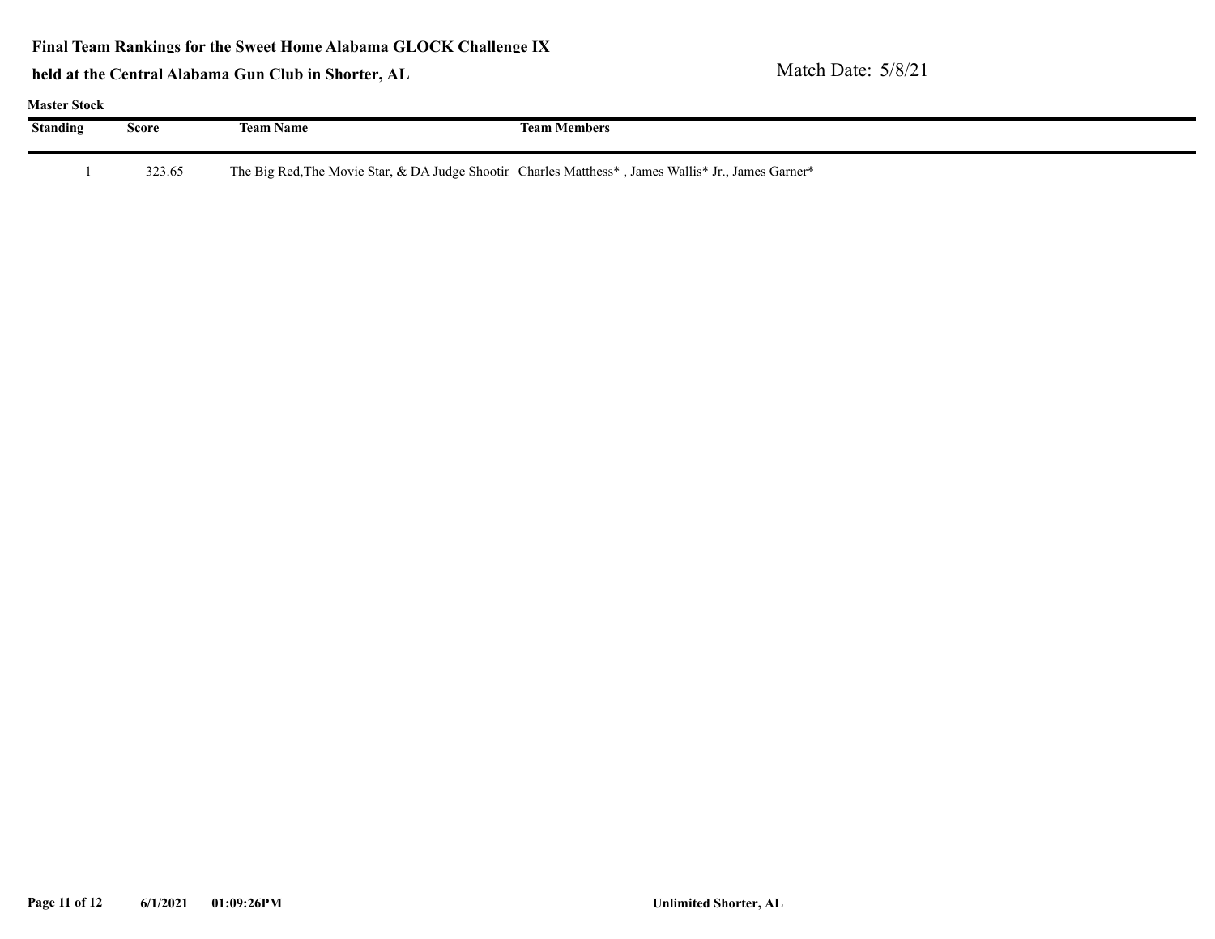**Final Team Rankings for the Sweet Home Alabama GLOCK Challenge IX**

**held at the Central Alabama Gun Club in Shorter, AL**

Match Date: 5/8/21

**Master Stock**

| Standing | Score | Team Name | Team Members |
|---|---|---|---|
| 1 | 323.65 | The Big Red,The Movie Star, & DA Judge Shootin | Charles Matthess* , James Wallis* Jr., James Garner* |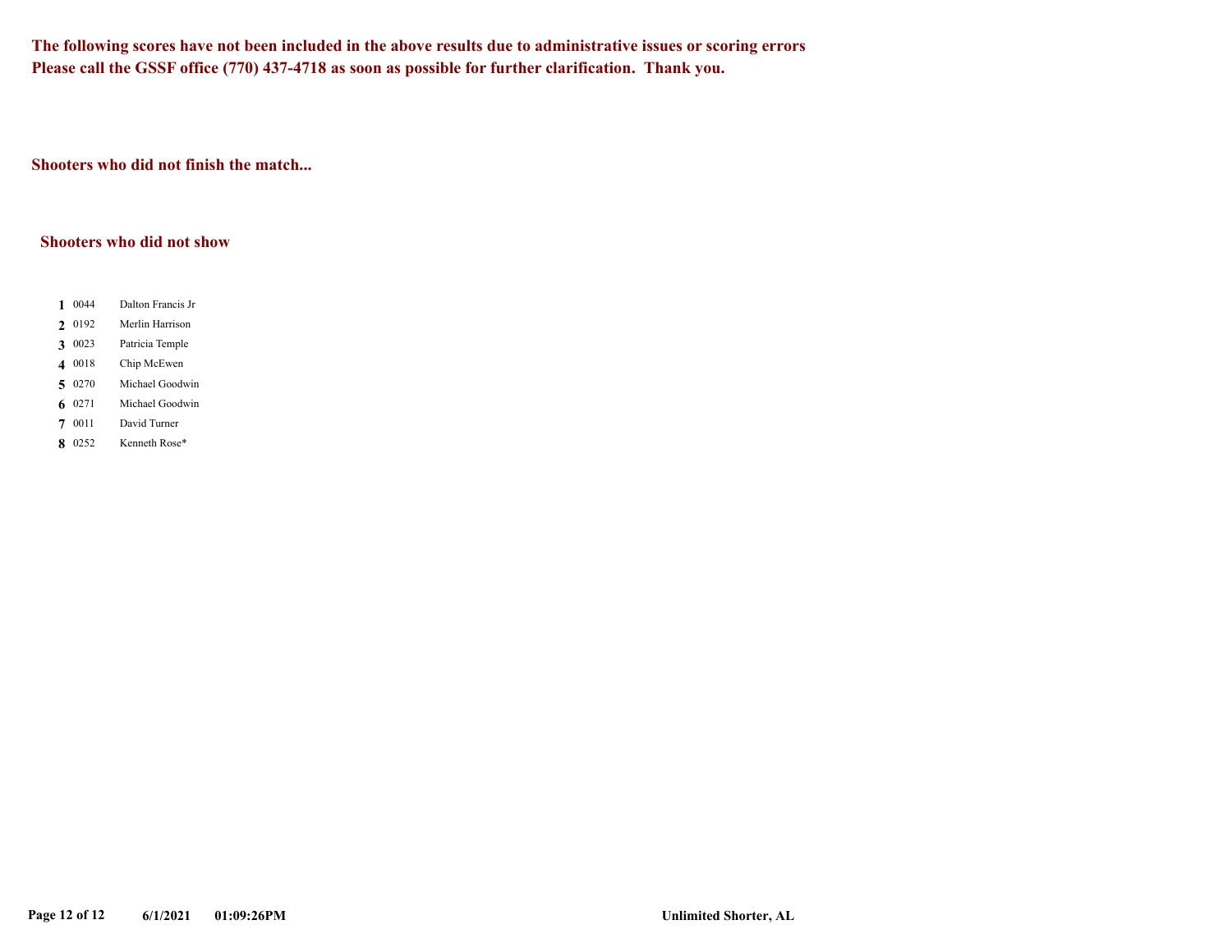**The following scores have not been included in the above results due to administrative issues or scoring errors**
**Please call the GSSF office (770) 437-4718 as soon as possible for further clarification. Thank you.**

**Shooters who did not finish the match...**

**Shooters who did not show**

| | | |
|---|---|---|
| **1** | 0044 | Dalton Francis Jr |
| **2** | 0192 | Merlin Harrison |
| **3** | 0023 | Patricia Temple |
| **4** | 0018 | Chip McEwen |
| **5** | 0270 | Michael Goodwin |
| **6** | 0271 | Michael Goodwin |
| **7** | 0011 | David Turner |
| **8** | 0252 | Kenneth Rose* |